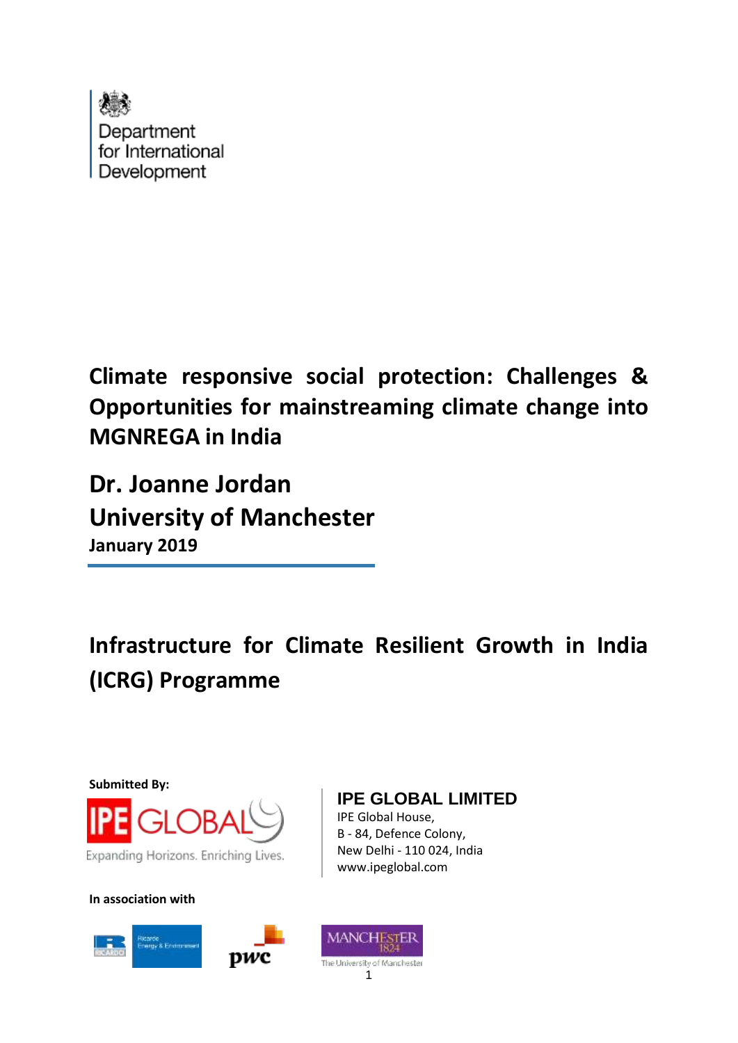Department for International Development

# Climate responsive social protection: Challenges & Opportunities for mainstreaming climate change into MGNREGA in India

## Dr. Joanne Jordan
## University of Manchester
**January 2019**

# Infrastructure for Climate Resilient Growth in India (ICRG) Programme

**Submitted By:**

IPE GLOBAL
Expanding Horizons. Enriching Lives.

**IPE GLOBAL LIMITED**
IPE Global House,
B - 84, Defence Colony,
New Delhi - 110 024, India
www.ipeglobal.com

**In association with**

Ricardo Energy & Environment

pwc

MANCHESTER 1824
The University of Manchester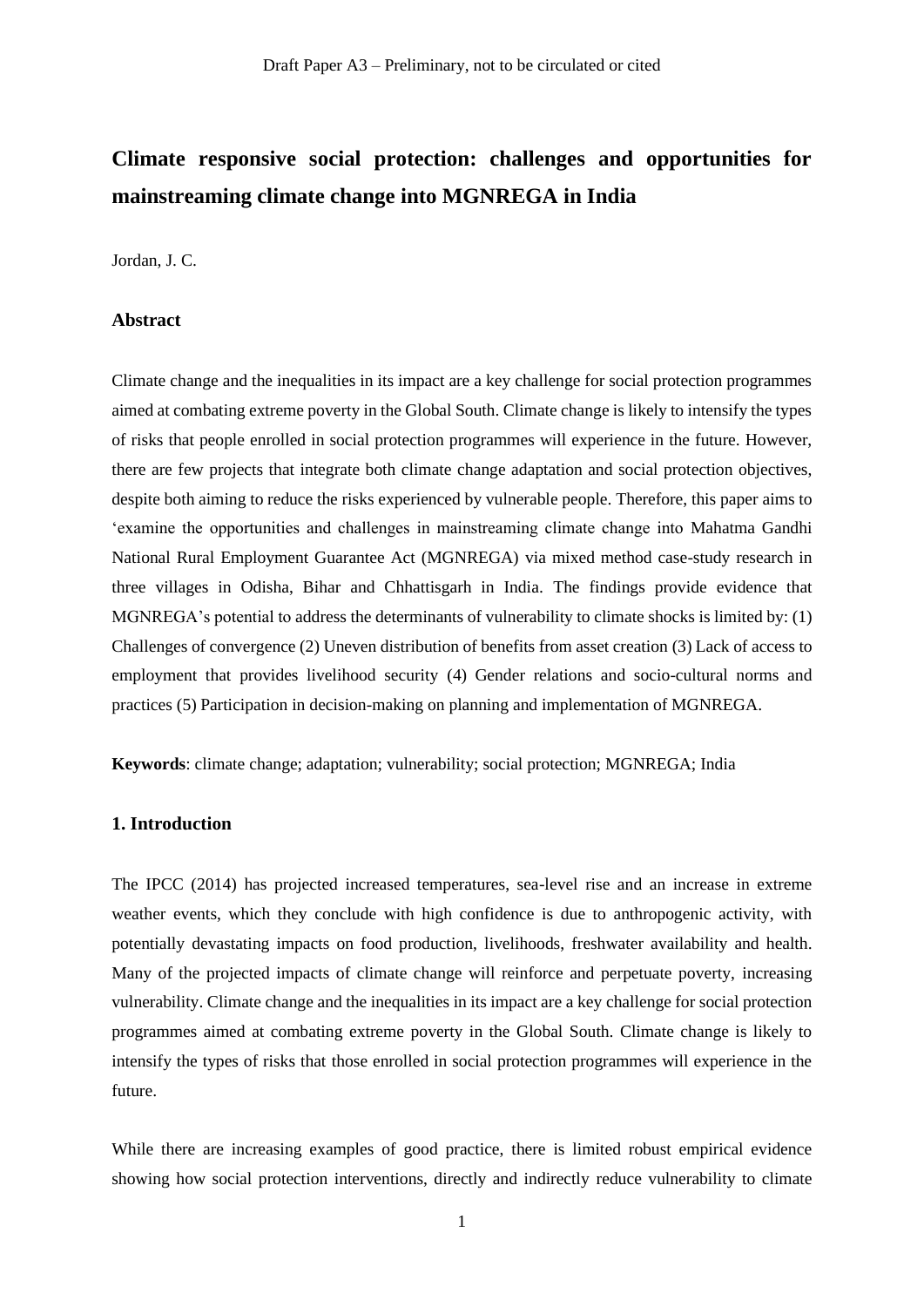# Climate responsive social protection: challenges and opportunities for mainstreaming climate change into MGNREGA in India

Jordan, J. C.

### Abstract

Climate change and the inequalities in its impact are a key challenge for social protection programmes aimed at combating extreme poverty in the Global South. Climate change is likely to intensify the types of risks that people enrolled in social protection programmes will experience in the future. However, there are few projects that integrate both climate change adaptation and social protection objectives, despite both aiming to reduce the risks experienced by vulnerable people. Therefore, this paper aims to 'examine the opportunities and challenges in mainstreaming climate change into Mahatma Gandhi National Rural Employment Guarantee Act (MGNREGA) via mixed method case-study research in three villages in Odisha, Bihar and Chhattisgarh in India. The findings provide evidence that MGNREGA's potential to address the determinants of vulnerability to climate shocks is limited by: (1) Challenges of convergence (2) Uneven distribution of benefits from asset creation (3) Lack of access to employment that provides livelihood security (4) Gender relations and socio-cultural norms and practices (5) Participation in decision-making on planning and implementation of MGNREGA.

**Keywords**: climate change; adaptation; vulnerability; social protection; MGNREGA; India

### 1. Introduction

The IPCC (2014) has projected increased temperatures, sea-level rise and an increase in extreme weather events, which they conclude with high confidence is due to anthropogenic activity, with potentially devastating impacts on food production, livelihoods, freshwater availability and health. Many of the projected impacts of climate change will reinforce and perpetuate poverty, increasing vulnerability. Climate change and the inequalities in its impact are a key challenge for social protection programmes aimed at combating extreme poverty in the Global South. Climate change is likely to intensify the types of risks that those enrolled in social protection programmes will experience in the future.

While there are increasing examples of good practice, there is limited robust empirical evidence showing how social protection interventions, directly and indirectly reduce vulnerability to climate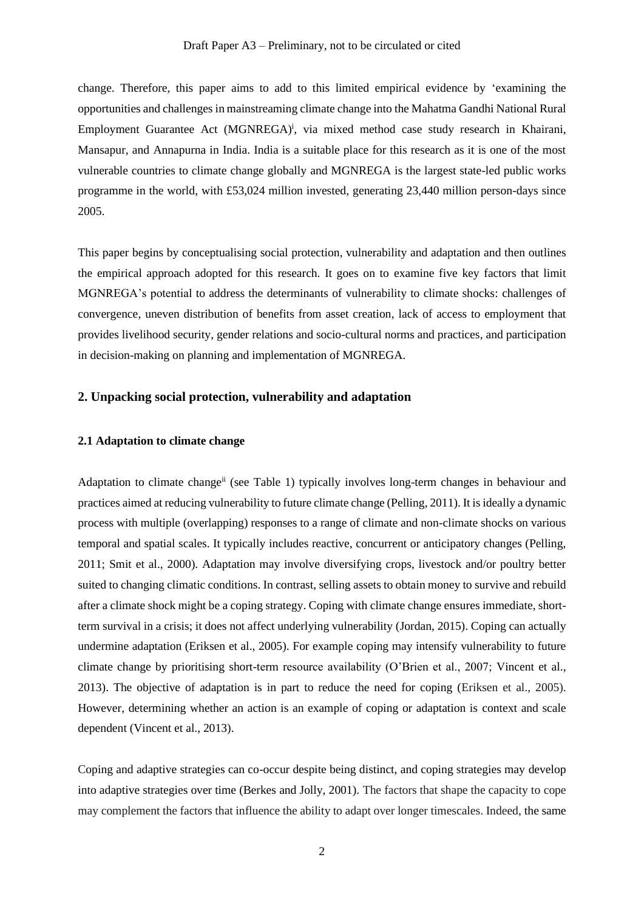change. Therefore, this paper aims to add to this limited empirical evidence by 'examining the opportunities and challenges in mainstreaming climate change into the Mahatma Gandhi National Rural Employment Guarantee Act (MGNREGA)[i], via mixed method case study research in Khairani, Mansapur, and Annapurna in India. India is a suitable place for this research as it is one of the most vulnerable countries to climate change globally and MGNREGA is the largest state-led public works programme in the world, with £53,024 million invested, generating 23,440 million person-days since 2005.

This paper begins by conceptualising social protection, vulnerability and adaptation and then outlines the empirical approach adopted for this research. It goes on to examine five key factors that limit MGNREGA's potential to address the determinants of vulnerability to climate shocks: challenges of convergence, uneven distribution of benefits from asset creation, lack of access to employment that provides livelihood security, gender relations and socio-cultural norms and practices, and participation in decision-making on planning and implementation of MGNREGA.

## 2. Unpacking social protection, vulnerability and adaptation

### 2.1 Adaptation to climate change

Adaptation to climate change[ii] (see Table 1) typically involves long-term changes in behaviour and practices aimed at reducing vulnerability to future climate change (Pelling, 2011). It is ideally a dynamic process with multiple (overlapping) responses to a range of climate and non-climate shocks on various temporal and spatial scales. It typically includes reactive, concurrent or anticipatory changes (Pelling, 2011; Smit et al., 2000). Adaptation may involve diversifying crops, livestock and/or poultry better suited to changing climatic conditions. In contrast, selling assets to obtain money to survive and rebuild after a climate shock might be a coping strategy. Coping with climate change ensures immediate, short-term survival in a crisis; it does not affect underlying vulnerability (Jordan, 2015). Coping can actually undermine adaptation (Eriksen et al., 2005). For example coping may intensify vulnerability to future climate change by prioritising short-term resource availability (O'Brien et al., 2007; Vincent et al., 2013). The objective of adaptation is in part to reduce the need for coping (Eriksen et al., 2005). However, determining whether an action is an example of coping or adaptation is context and scale dependent (Vincent et al., 2013).

Coping and adaptive strategies can co-occur despite being distinct, and coping strategies may develop into adaptive strategies over time (Berkes and Jolly, 2001). The factors that shape the capacity to cope may complement the factors that influence the ability to adapt over longer timescales. Indeed, the same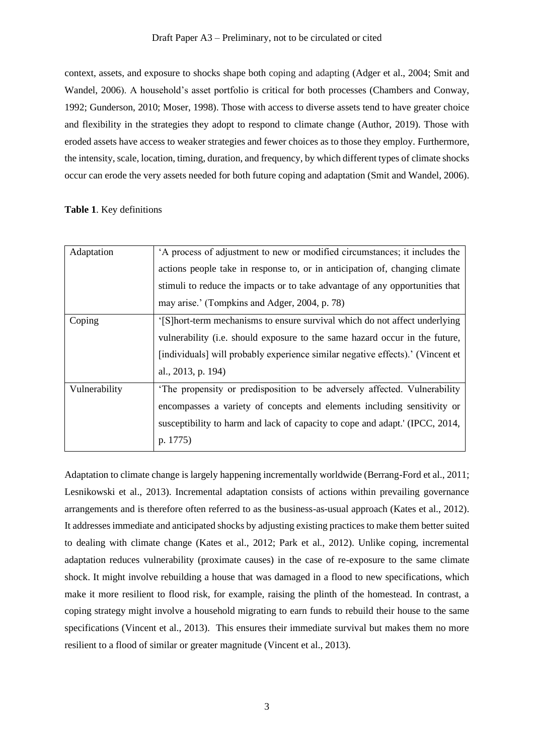context, assets, and exposure to shocks shape both coping and adapting (Adger et al., 2004; Smit and Wandel, 2006). A household's asset portfolio is critical for both processes (Chambers and Conway, 1992; Gunderson, 2010; Moser, 1998). Those with access to diverse assets tend to have greater choice and flexibility in the strategies they adopt to respond to climate change (Author, 2019). Those with eroded assets have access to weaker strategies and fewer choices as to those they employ. Furthermore, the intensity, scale, location, timing, duration, and frequency, by which different types of climate shocks occur can erode the very assets needed for both future coping and adaptation (Smit and Wandel, 2006).

**Table 1**. Key definitions

| | |
|---|---|
| Adaptation | 'A process of adjustment to new or modified circumstances; it includes the actions people take in response to, or in anticipation of, changing climate stimuli to reduce the impacts or to take advantage of any opportunities that may arise.' (Tompkins and Adger, 2004, p. 78) |
| Coping | '[S]hort-term mechanisms to ensure survival which do not affect underlying vulnerability (i.e. should exposure to the same hazard occur in the future, [individuals] will probably experience similar negative effects).' (Vincent et al., 2013, p. 194) |
| Vulnerability | 'The propensity or predisposition to be adversely affected. Vulnerability encompasses a variety of concepts and elements including sensitivity or susceptibility to harm and lack of capacity to cope and adapt.' (IPCC, 2014, p. 1775) |

Adaptation to climate change is largely happening incrementally worldwide (Berrang-Ford et al., 2011; Lesnikowski et al., 2013). Incremental adaptation consists of actions within prevailing governance arrangements and is therefore often referred to as the business-as-usual approach (Kates et al., 2012). It addresses immediate and anticipated shocks by adjusting existing practices to make them better suited to dealing with climate change (Kates et al., 2012; Park et al., 2012). Unlike coping, incremental adaptation reduces vulnerability (proximate causes) in the case of re-exposure to the same climate shock. It might involve rebuilding a house that was damaged in a flood to new specifications, which make it more resilient to flood risk, for example, raising the plinth of the homestead. In contrast, a coping strategy might involve a household migrating to earn funds to rebuild their house to the same specifications (Vincent et al., 2013). This ensures their immediate survival but makes them no more resilient to a flood of similar or greater magnitude (Vincent et al., 2013).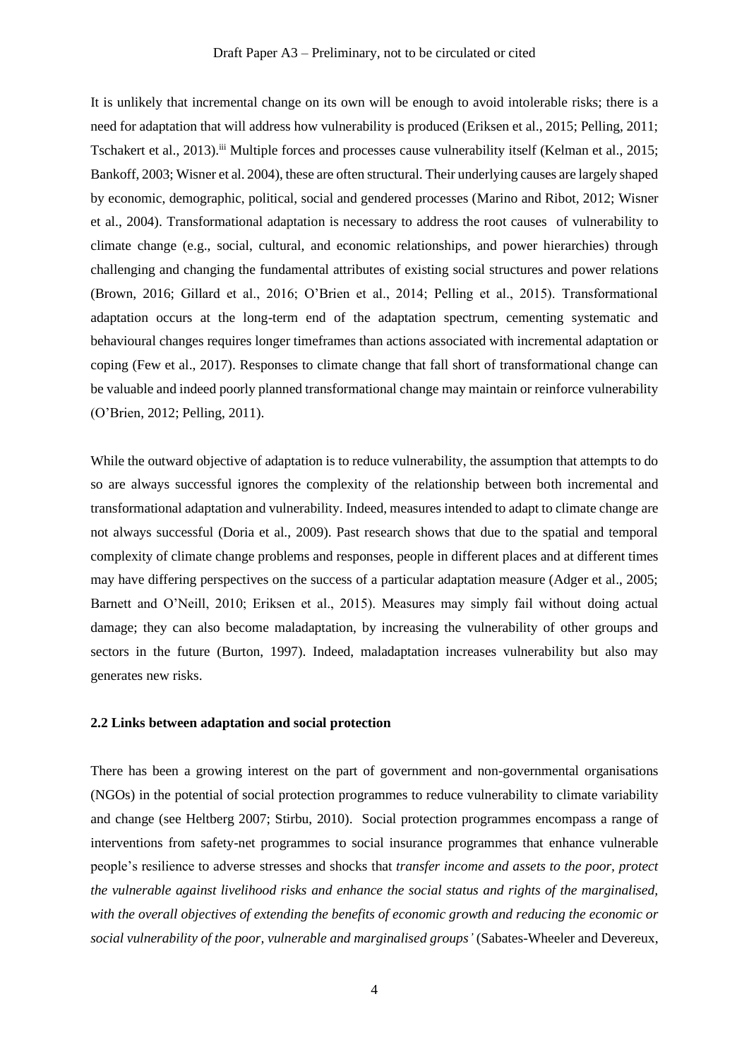It is unlikely that incremental change on its own will be enough to avoid intolerable risks; there is a need for adaptation that will address how vulnerability is produced (Eriksen et al., 2015; Pelling, 2011; Tschakert et al., 2013).[iii] Multiple forces and processes cause vulnerability itself (Kelman et al., 2015; Bankoff, 2003; Wisner et al. 2004), these are often structural. Their underlying causes are largely shaped by economic, demographic, political, social and gendered processes (Marino and Ribot, 2012; Wisner et al., 2004). Transformational adaptation is necessary to address the root causes of vulnerability to climate change (e.g., social, cultural, and economic relationships, and power hierarchies) through challenging and changing the fundamental attributes of existing social structures and power relations (Brown, 2016; Gillard et al., 2016; O'Brien et al., 2014; Pelling et al., 2015). Transformational adaptation occurs at the long-term end of the adaptation spectrum, cementing systematic and behavioural changes requires longer timeframes than actions associated with incremental adaptation or coping (Few et al., 2017). Responses to climate change that fall short of transformational change can be valuable and indeed poorly planned transformational change may maintain or reinforce vulnerability (O'Brien, 2012; Pelling, 2011).

While the outward objective of adaptation is to reduce vulnerability, the assumption that attempts to do so are always successful ignores the complexity of the relationship between both incremental and transformational adaptation and vulnerability. Indeed, measures intended to adapt to climate change are not always successful (Doria et al., 2009). Past research shows that due to the spatial and temporal complexity of climate change problems and responses, people in different places and at different times may have differing perspectives on the success of a particular adaptation measure (Adger et al., 2005; Barnett and O'Neill, 2010; Eriksen et al., 2015). Measures may simply fail without doing actual damage; they can also become maladaptation, by increasing the vulnerability of other groups and sectors in the future (Burton, 1997). Indeed, maladaptation increases vulnerability but also may generates new risks.

### 2.2 Links between adaptation and social protection

There has been a growing interest on the part of government and non-governmental organisations (NGOs) in the potential of social protection programmes to reduce vulnerability to climate variability and change (see Heltberg 2007; Stirbu, 2010). Social protection programmes encompass a range of interventions from safety-net programmes to social insurance programmes that enhance vulnerable people's resilience to adverse stresses and shocks that *transfer income and assets to the poor, protect the vulnerable against livelihood risks and enhance the social status and rights of the marginalised, with the overall objectives of extending the benefits of economic growth and reducing the economic or social vulnerability of the poor, vulnerable and marginalised groups'* (Sabates-Wheeler and Devereux,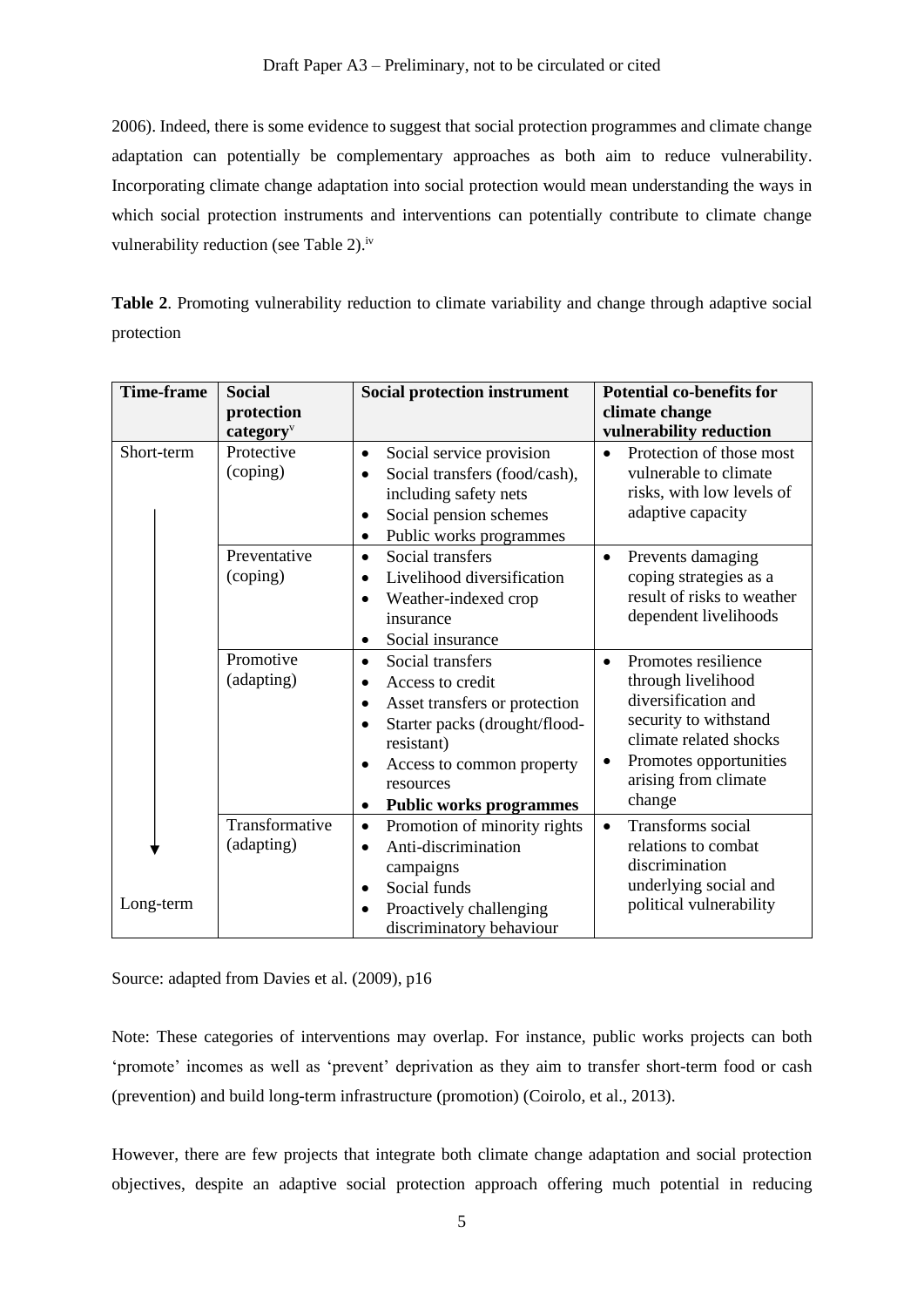2006). Indeed, there is some evidence to suggest that social protection programmes and climate change adaptation can potentially be complementary approaches as both aim to reduce vulnerability. Incorporating climate change adaptation into social protection would mean understanding the ways in which social protection instruments and interventions can potentially contribute to climate change vulnerability reduction (see Table 2).[iv]

**Table 2**. Promoting vulnerability reduction to climate variability and change through adaptive social protection

| Time-frame | Social protection category[v] | Social protection instrument | Potential co-benefits for climate change vulnerability reduction |
|---|---|---|---|
| Short-term | Protective (coping) | • Social service provision<br>• Social transfers (food/cash), including safety nets<br>• Social pension schemes<br>• Public works programmes | • Protection of those most vulnerable to climate risks, with low levels of adaptive capacity |
| | Preventative (coping) | • Social transfers<br>• Livelihood diversification<br>• Weather-indexed crop insurance<br>• Social insurance | • Prevents damaging coping strategies as a result of risks to weather dependent livelihoods |
| | Promotive (adapting) | • Social transfers<br>• Access to credit<br>• Asset transfers or protection<br>• Starter packs (drought/flood-resistant)<br>• Access to common property resources<br>• **Public works programmes** | • Promotes resilience through livelihood diversification and security to withstand climate related shocks<br>• Promotes opportunities arising from climate change |
| Long-term | Transformative (adapting) | • Promotion of minority rights<br>• Anti-discrimination campaigns<br>• Social funds<br>• Proactively challenging discriminatory behaviour | • Transforms social relations to combat discrimination underlying social and political vulnerability |

Source: adapted from Davies et al. (2009), p16

Note: These categories of interventions may overlap. For instance, public works projects can both 'promote' incomes as well as 'prevent' deprivation as they aim to transfer short-term food or cash (prevention) and build long-term infrastructure (promotion) (Coirolo, et al., 2013).

However, there are few projects that integrate both climate change adaptation and social protection objectives, despite an adaptive social protection approach offering much potential in reducing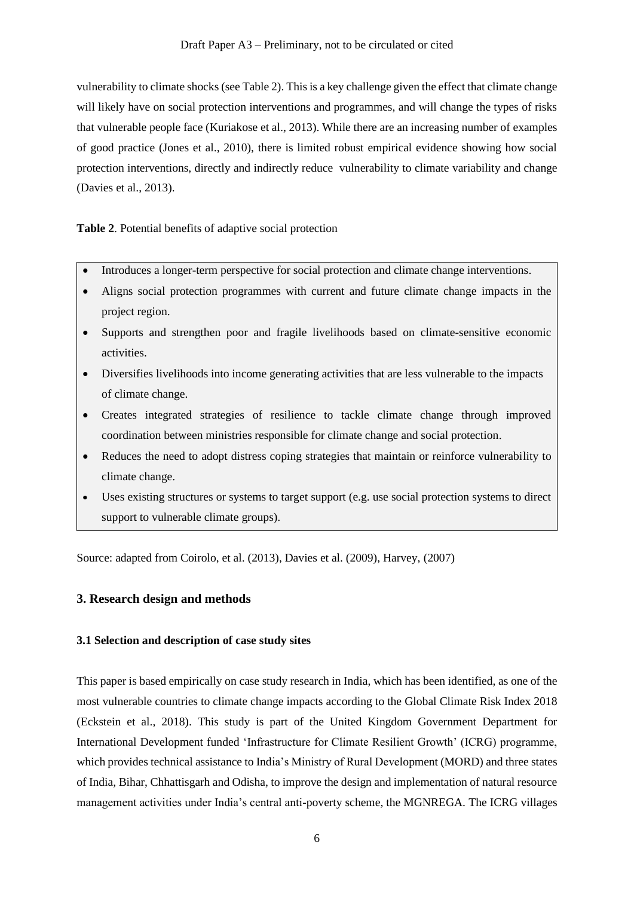vulnerability to climate shocks (see Table 2). This is a key challenge given the effect that climate change will likely have on social protection interventions and programmes, and will change the types of risks that vulnerable people face (Kuriakose et al., 2013). While there are an increasing number of examples of good practice (Jones et al., 2010), there is limited robust empirical evidence showing how social protection interventions, directly and indirectly reduce vulnerability to climate variability and change (Davies et al., 2013).

**Table 2**. Potential benefits of adaptive social protection

- Introduces a longer-term perspective for social protection and climate change interventions.
- Aligns social protection programmes with current and future climate change impacts in the project region.
- Supports and strengthen poor and fragile livelihoods based on climate-sensitive economic activities.
- Diversifies livelihoods into income generating activities that are less vulnerable to the impacts of climate change.
- Creates integrated strategies of resilience to tackle climate change through improved coordination between ministries responsible for climate change and social protection.
- Reduces the need to adopt distress coping strategies that maintain or reinforce vulnerability to climate change.
- Uses existing structures or systems to target support (e.g. use social protection systems to direct support to vulnerable climate groups).

Source: adapted from Coirolo, et al. (2013), Davies et al. (2009), Harvey, (2007)

## 3. Research design and methods

### 3.1 Selection and description of case study sites

This paper is based empirically on case study research in India, which has been identified, as one of the most vulnerable countries to climate change impacts according to the Global Climate Risk Index 2018 (Eckstein et al., 2018). This study is part of the United Kingdom Government Department for International Development funded 'Infrastructure for Climate Resilient Growth' (ICRG) programme, which provides technical assistance to India's Ministry of Rural Development (MORD) and three states of India, Bihar, Chhattisgarh and Odisha, to improve the design and implementation of natural resource management activities under India's central anti-poverty scheme, the MGNREGA. The ICRG villages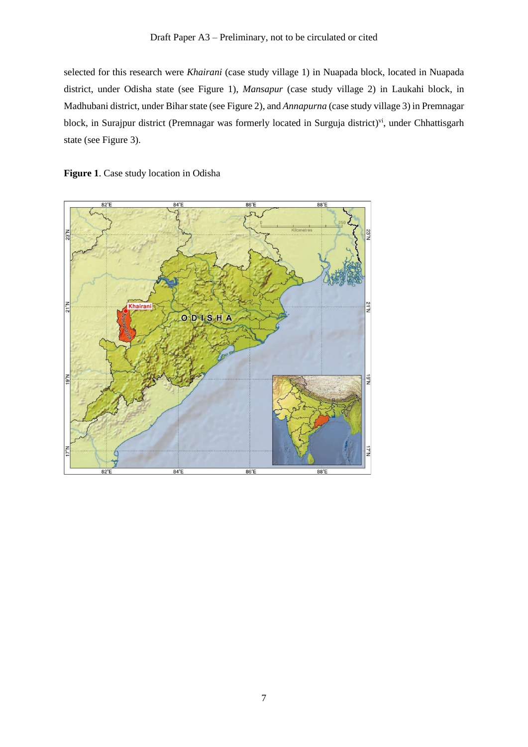selected for this research were *Khairani* (case study village 1) in Nuapada block, located in Nuapada district, under Odisha state (see Figure 1), *Mansapur* (case study village 2) in Laukahi block, in Madhubani district, under Bihar state (see Figure 2), and *Annapurna* (case study village 3) in Premnagar block, in Surajpur district (Premnagar was formerly located in Surguja district)[vi], under Chhattisgarh state (see Figure 3).

**Figure 1**. Case study location in Odisha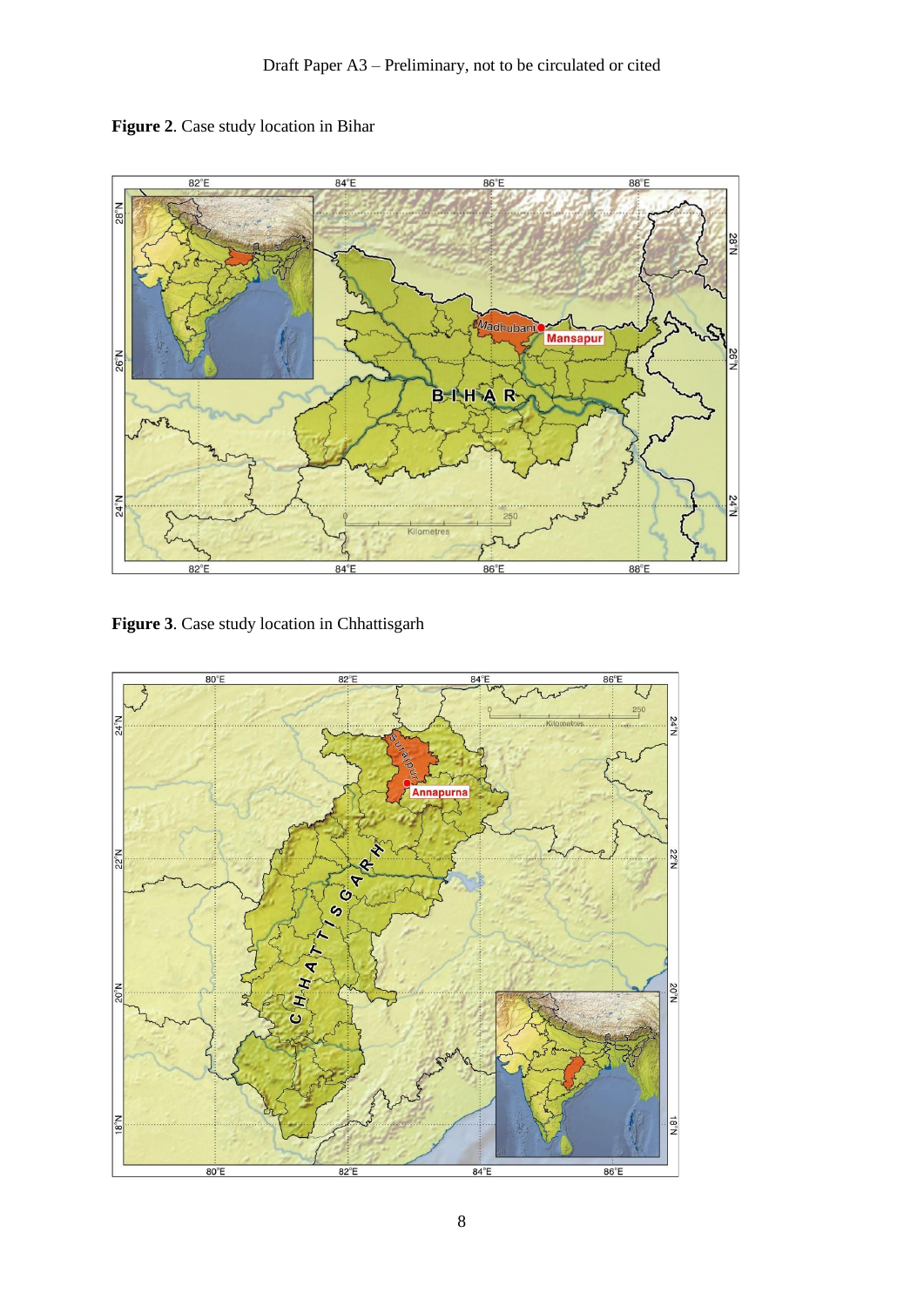**Figure 2**. Case study location in Bihar

**Figure 3**. Case study location in Chhattisgarh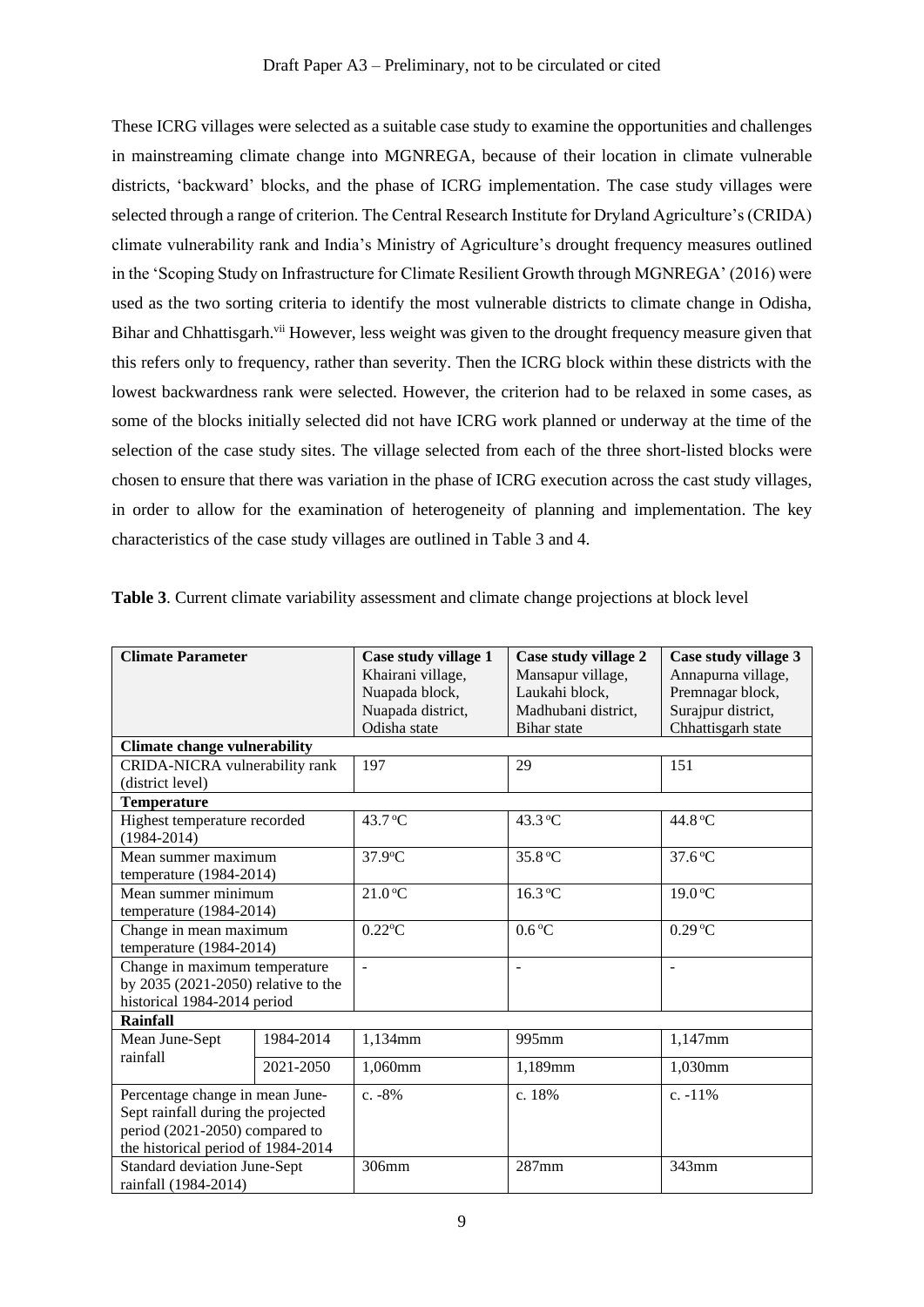These ICRG villages were selected as a suitable case study to examine the opportunities and challenges in mainstreaming climate change into MGNREGA, because of their location in climate vulnerable districts, 'backward' blocks, and the phase of ICRG implementation. The case study villages were selected through a range of criterion. The Central Research Institute for Dryland Agriculture's (CRIDA) climate vulnerability rank and India's Ministry of Agriculture's drought frequency measures outlined in the 'Scoping Study on Infrastructure for Climate Resilient Growth through MGNREGA' (2016) were used as the two sorting criteria to identify the most vulnerable districts to climate change in Odisha, Bihar and Chhattisgarh.[vii] However, less weight was given to the drought frequency measure given that this refers only to frequency, rather than severity. Then the ICRG block within these districts with the lowest backwardness rank were selected. However, the criterion had to be relaxed in some cases, as some of the blocks initially selected did not have ICRG work planned or underway at the time of the selection of the case study sites. The village selected from each of the three short-listed blocks were chosen to ensure that there was variation in the phase of ICRG execution across the cast study villages, in order to allow for the examination of heterogeneity of planning and implementation. The key characteristics of the case study villages are outlined in Table 3 and 4.

**Table 3**. Current climate variability assessment and climate change projections at block level

| **Climate Parameter** | | **Case study village 1** Khairani village, Nuapada block, Nuapada district, Odisha state | **Case study village 2** Mansapur village, Laukahi block, Madhubani district, Bihar state | **Case study village 3** Annapurna village, Premnagar block, Surajpur district, Chhattisgarh state |
|---|---|---|---|---|
| **Climate change vulnerability** | | | | |
| CRIDA-NICRA vulnerability rank (district level) | | 197 | 29 | 151 |
| **Temperature** | | | | |
| Highest temperature recorded (1984-2014) | | 43.7 °C | 43.3 °C | 44.8 °C |
| Mean summer maximum temperature (1984-2014) | | 37.9°C | 35.8 °C | 37.6 °C |
| Mean summer minimum temperature (1984-2014) | | 21.0 °C | 16.3 °C | 19.0 °C |
| Change in mean maximum temperature (1984-2014) | | 0.22°C | 0.6 °C | 0.29 °C |
| Change in maximum temperature by 2035 (2021-2050) relative to the historical 1984-2014 period | | - | - | - |
| **Rainfall** | | | | |
| Mean June-Sept rainfall | 1984-2014 | 1,134mm | 995mm | 1,147mm |
| | 2021-2050 | 1,060mm | 1,189mm | 1,030mm |
| Percentage change in mean June-Sept rainfall during the projected period (2021-2050) compared to the historical period of 1984-2014 | | c. -8% | c. 18% | c. -11% |
| Standard deviation June-Sept rainfall (1984-2014) | | 306mm | 287mm | 343mm |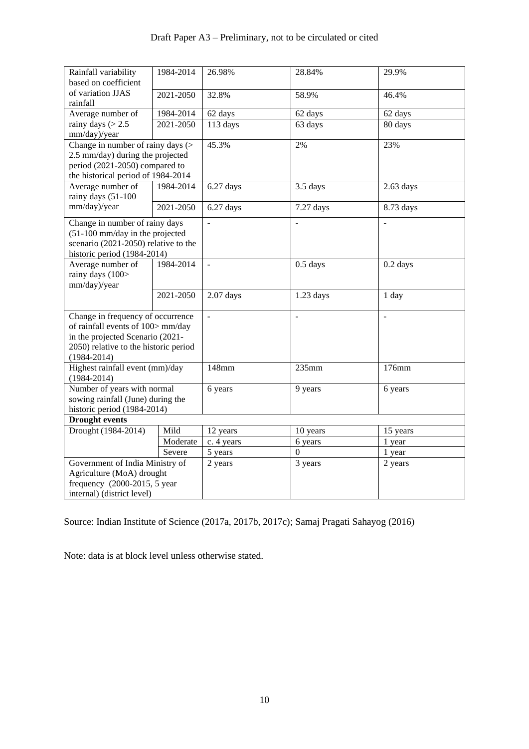| | | | | |
|---|---|---|---|---|
| Rainfall variability based on coefficient of variation JJAS rainfall | 1984-2014 | 26.98% | 28.84% | 29.9% |
| | 2021-2050 | 32.8% | 58.9% | 46.4% |
| Average number of rainy days (> 2.5 mm/day)/year | 1984-2014 | 62 days | 62 days | 62 days |
| | 2021-2050 | 113 days | 63 days | 80 days |
| Change in number of rainy days (> 2.5 mm/day) during the projected period (2021-2050) compared to the historical period of 1984-2014 | | 45.3% | 2% | 23% |
| Average number of rainy days (51-100 mm/day)/year | 1984-2014 | 6.27 days | 3.5 days | 2.63 days |
| | 2021-2050 | 6.27 days | 7.27 days | 8.73 days |
| Change in number of rainy days (51-100 mm/day in the projected scenario (2021-2050) relative to the historic period (1984-2014) | | - | - | - |
| Average number of rainy days (100> mm/day)/year | 1984-2014 | - | 0.5 days | 0.2 days |
| | 2021-2050 | 2.07 days | 1.23 days | 1 day |
| Change in frequency of occurrence of rainfall events of 100> mm/day in the projected Scenario (2021-2050) relative to the historic period (1984-2014) | | - | - | - |
| Highest rainfall event (mm)/day (1984-2014) | | 148mm | 235mm | 176mm |
| Number of years with normal sowing rainfall (June) during the historic period (1984-2014) | | 6 years | 9 years | 6 years |
| **Drought events** | | | | |
| Drought (1984-2014) | Mild | 12 years | 10 years | 15 years |
| | Moderate | c. 4 years | 6 years | 1 year |
| | Severe | 5 years | 0 | 1 year |
| Government of India Ministry of Agriculture (MoA) drought frequency (2000-2015, 5 year internal) (district level) | | 2 years | 3 years | 2 years |

Source: Indian Institute of Science (2017a, 2017b, 2017c); Samaj Pragati Sahayog (2016)

Note: data is at block level unless otherwise stated.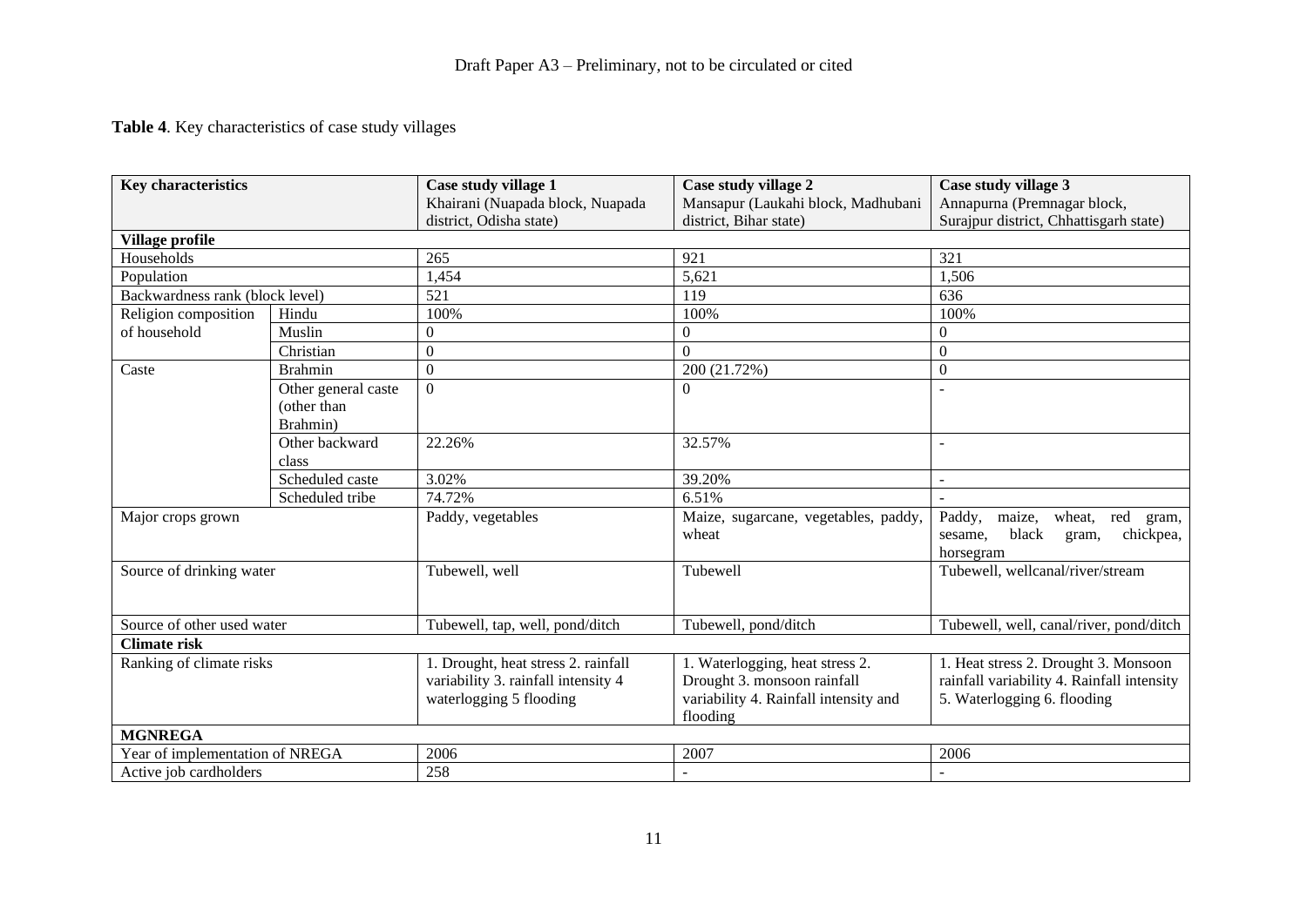**Table 4**. Key characteristics of case study villages

| Key characteristics | | Case study village 1<br>Khairani (Nuapada block, Nuapada district, Odisha state) | Case study village 2<br>Mansapur (Laukahi block, Madhubani district, Bihar state) | Case study village 3<br>Annapurna (Premnagar block, Surajpur district, Chhattisgarh state) |
|---|---|---|---|---|
| **Village profile** | | | | |
| Households | | 265 | 921 | 321 |
| Population | | 1,454 | 5,621 | 1,506 |
| Backwardness rank (block level) | | 521 | 119 | 636 |
| Religion composition of household | Hindu | 100% | 100% | 100% |
| | Muslin | 0 | 0 | 0 |
| | Christian | 0 | 0 | 0 |
| Caste | Brahmin | 0 | 200 (21.72%) | 0 |
| | Other general caste (other than Brahmin) | 0 | 0 | - |
| | Other backward class | 22.26% | 32.57% | - |
| | Scheduled caste | 3.02% | 39.20% | - |
| | Scheduled tribe | 74.72% | 6.51% | - |
| Major crops grown | | Paddy, vegetables | Maize, sugarcane, vegetables, paddy, wheat | Paddy, maize, wheat, red gram, sesame, black gram, chickpea, horsegram |
| Source of drinking water | | Tubewell, well | Tubewell | Tubewell, wellcanal/river/stream |
| Source of other used water | | Tubewell, tap, well, pond/ditch | Tubewell, pond/ditch | Tubewell, well, canal/river, pond/ditch |
| **Climate risk** | | | | |
| Ranking of climate risks | | 1. Drought, heat stress 2. rainfall variability 3. rainfall intensity 4 waterlogging 5 flooding | 1. Waterlogging, heat stress 2. Drought 3. monsoon rainfall variability 4. Rainfall intensity and flooding | 1. Heat stress 2. Drought 3. Monsoon rainfall variability 4. Rainfall intensity 5. Waterlogging 6. flooding |
| **MGNREGA** | | | | |
| Year of implementation of NREGA | | 2006 | 2007 | 2006 |
| Active job cardholders | | 258 | - | - |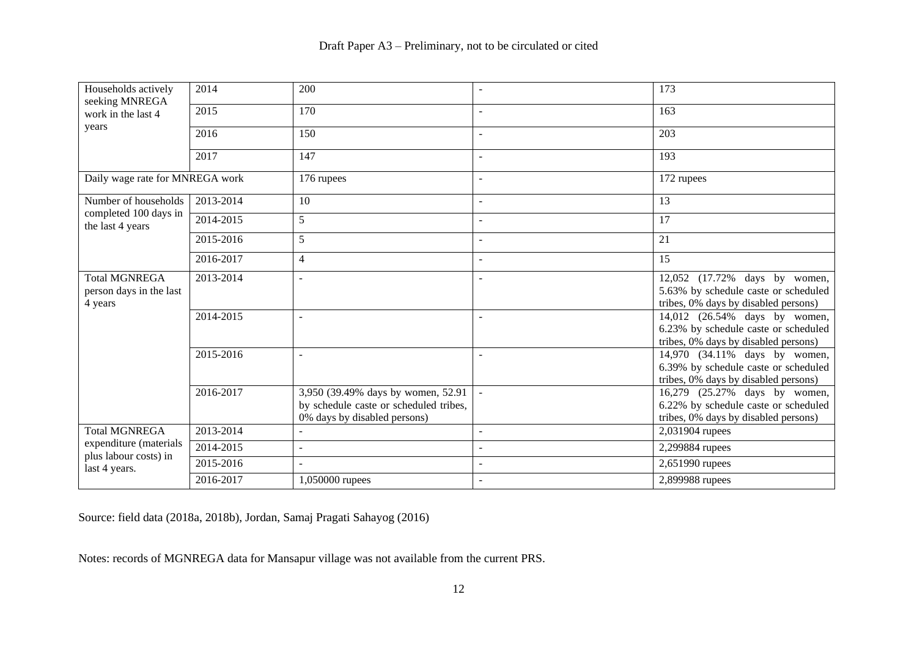| Households actively seeking MNREGA work in the last 4 years | 2014 | 200 | - | 173 |
|---|---|---|---|---|
| | 2015 | 170 | - | 163 |
| | 2016 | 150 | - | 203 |
| | 2017 | 147 | - | 193 |
| Daily wage rate for MNREGA work | | 176 rupees | - | 172 rupees |
| Number of households completed 100 days in the last 4 years | 2013-2014 | 10 | - | 13 |
| | 2014-2015 | 5 | - | 17 |
| | 2015-2016 | 5 | - | 21 |
| | 2016-2017 | 4 | - | 15 |
| Total MGNREGA person days in the last 4 years | 2013-2014 | - | - | 12,052 (17.72% days by women, 5.63% by schedule caste or scheduled tribes, 0% days by disabled persons) |
| | 2014-2015 | - | - | 14,012 (26.54% days by women, 6.23% by schedule caste or scheduled tribes, 0% days by disabled persons) |
| | 2015-2016 | - | - | 14,970 (34.11% days by women, 6.39% by schedule caste or scheduled tribes, 0% days by disabled persons) |
| | 2016-2017 | 3,950 (39.49% days by women, 52.91 by schedule caste or scheduled tribes, 0% days by disabled persons) | - | 16,279 (25.27% days by women, 6.22% by schedule caste or scheduled tribes, 0% days by disabled persons) |
| Total MGNREGA expenditure (materials plus labour costs) in last 4 years. | 2013-2014 | - | - | 2,031904 rupees |
| | 2014-2015 | - | - | 2,299884 rupees |
| | 2015-2016 | - | - | 2,651990 rupees |
| | 2016-2017 | 1,050000 rupees | - | 2,899988 rupees |

Source: field data (2018a, 2018b), Jordan, Samaj Pragati Sahayog (2016)

Notes: records of MGNREGA data for Mansapur village was not available from the current PRS.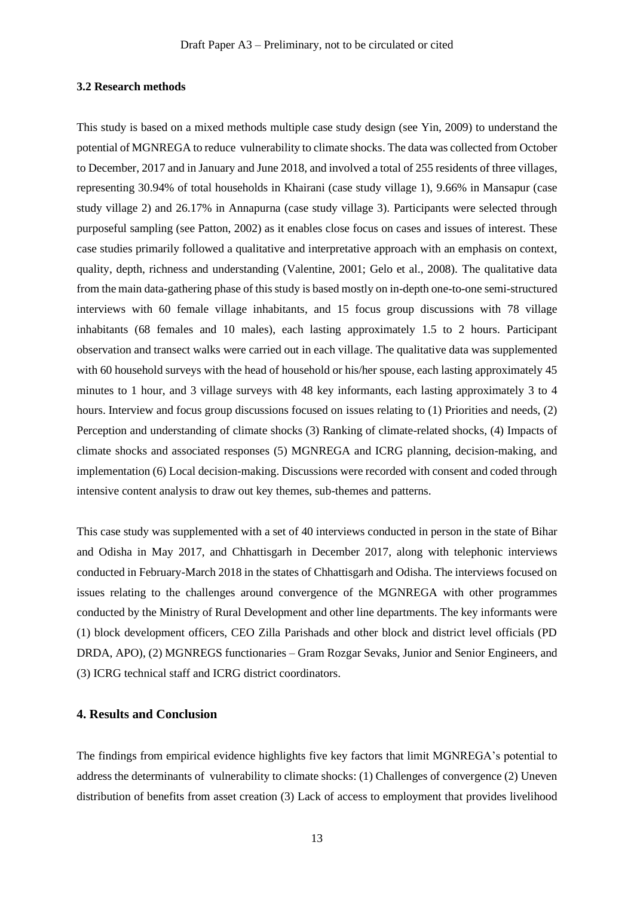### 3.2 Research methods

This study is based on a mixed methods multiple case study design (see Yin, 2009) to understand the potential of MGNREGA to reduce vulnerability to climate shocks. The data was collected from October to December, 2017 and in January and June 2018, and involved a total of 255 residents of three villages, representing 30.94% of total households in Khairani (case study village 1), 9.66% in Mansapur (case study village 2) and 26.17% in Annapurna (case study village 3). Participants were selected through purposeful sampling (see Patton, 2002) as it enables close focus on cases and issues of interest. These case studies primarily followed a qualitative and interpretative approach with an emphasis on context, quality, depth, richness and understanding (Valentine, 2001; Gelo et al., 2008). The qualitative data from the main data-gathering phase of this study is based mostly on in-depth one-to-one semi-structured interviews with 60 female village inhabitants, and 15 focus group discussions with 78 village inhabitants (68 females and 10 males), each lasting approximately 1.5 to 2 hours. Participant observation and transect walks were carried out in each village. The qualitative data was supplemented with 60 household surveys with the head of household or his/her spouse, each lasting approximately 45 minutes to 1 hour, and 3 village surveys with 48 key informants, each lasting approximately 3 to 4 hours. Interview and focus group discussions focused on issues relating to (1) Priorities and needs, (2) Perception and understanding of climate shocks (3) Ranking of climate-related shocks, (4) Impacts of climate shocks and associated responses (5) MGNREGA and ICRG planning, decision-making, and implementation (6) Local decision-making. Discussions were recorded with consent and coded through intensive content analysis to draw out key themes, sub-themes and patterns.

This case study was supplemented with a set of 40 interviews conducted in person in the state of Bihar and Odisha in May 2017, and Chhattisgarh in December 2017, along with telephonic interviews conducted in February-March 2018 in the states of Chhattisgarh and Odisha. The interviews focused on issues relating to the challenges around convergence of the MGNREGA with other programmes conducted by the Ministry of Rural Development and other line departments. The key informants were (1) block development officers, CEO Zilla Parishads and other block and district level officials (PD DRDA, APO), (2) MGNREGS functionaries – Gram Rozgar Sevaks, Junior and Senior Engineers, and (3) ICRG technical staff and ICRG district coordinators.

## 4. Results and Conclusion

The findings from empirical evidence highlights five key factors that limit MGNREGA's potential to address the determinants of vulnerability to climate shocks: (1) Challenges of convergence (2) Uneven distribution of benefits from asset creation (3) Lack of access to employment that provides livelihood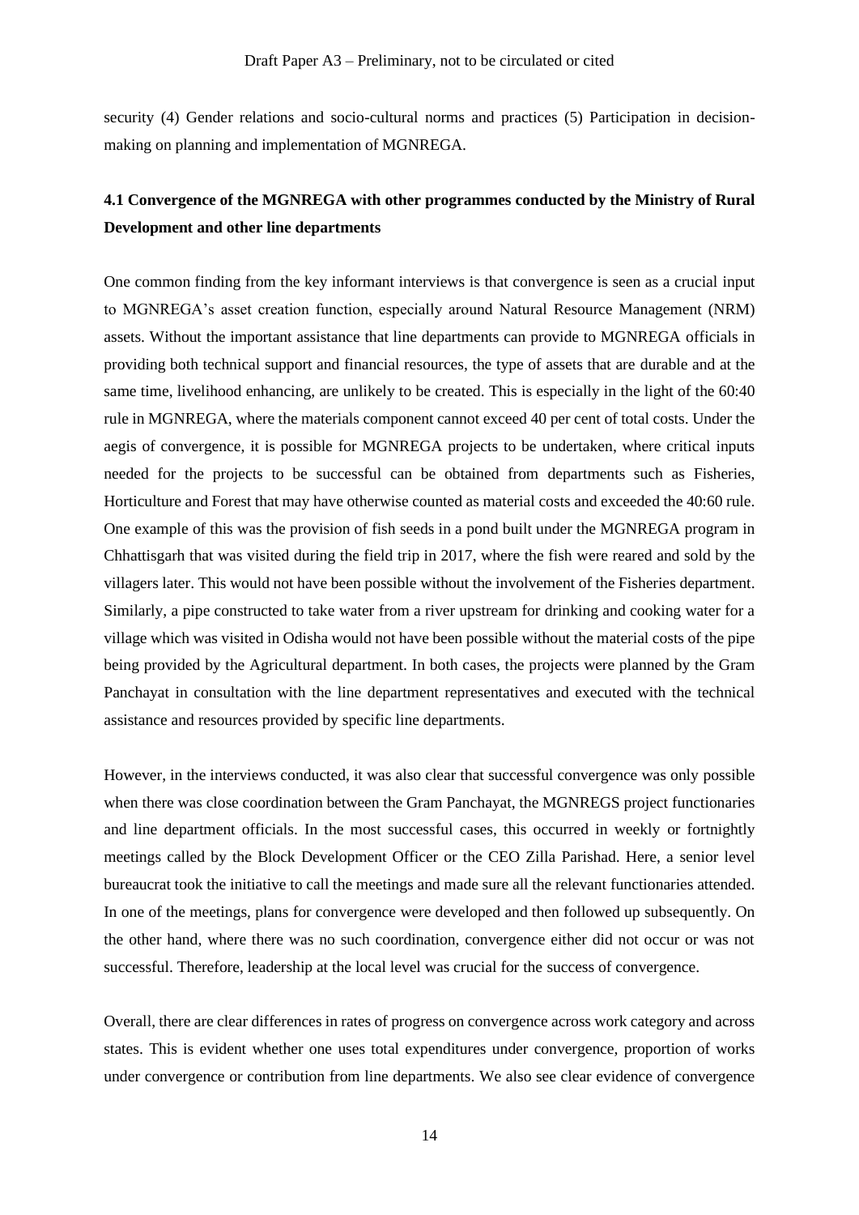security (4) Gender relations and socio-cultural norms and practices (5) Participation in decision-making on planning and implementation of MGNREGA.

### 4.1 Convergence of the MGNREGA with other programmes conducted by the Ministry of Rural Development and other line departments

One common finding from the key informant interviews is that convergence is seen as a crucial input to MGNREGA's asset creation function, especially around Natural Resource Management (NRM) assets. Without the important assistance that line departments can provide to MGNREGA officials in providing both technical support and financial resources, the type of assets that are durable and at the same time, livelihood enhancing, are unlikely to be created. This is especially in the light of the 60:40 rule in MGNREGA, where the materials component cannot exceed 40 per cent of total costs. Under the aegis of convergence, it is possible for MGNREGA projects to be undertaken, where critical inputs needed for the projects to be successful can be obtained from departments such as Fisheries, Horticulture and Forest that may have otherwise counted as material costs and exceeded the 40:60 rule. One example of this was the provision of fish seeds in a pond built under the MGNREGA program in Chhattisgarh that was visited during the field trip in 2017, where the fish were reared and sold by the villagers later. This would not have been possible without the involvement of the Fisheries department. Similarly, a pipe constructed to take water from a river upstream for drinking and cooking water for a village which was visited in Odisha would not have been possible without the material costs of the pipe being provided by the Agricultural department. In both cases, the projects were planned by the Gram Panchayat in consultation with the line department representatives and executed with the technical assistance and resources provided by specific line departments.

However, in the interviews conducted, it was also clear that successful convergence was only possible when there was close coordination between the Gram Panchayat, the MGNREGS project functionaries and line department officials. In the most successful cases, this occurred in weekly or fortnightly meetings called by the Block Development Officer or the CEO Zilla Parishad. Here, a senior level bureaucrat took the initiative to call the meetings and made sure all the relevant functionaries attended. In one of the meetings, plans for convergence were developed and then followed up subsequently. On the other hand, where there was no such coordination, convergence either did not occur or was not successful. Therefore, leadership at the local level was crucial for the success of convergence.

Overall, there are clear differences in rates of progress on convergence across work category and across states. This is evident whether one uses total expenditures under convergence, proportion of works under convergence or contribution from line departments. We also see clear evidence of convergence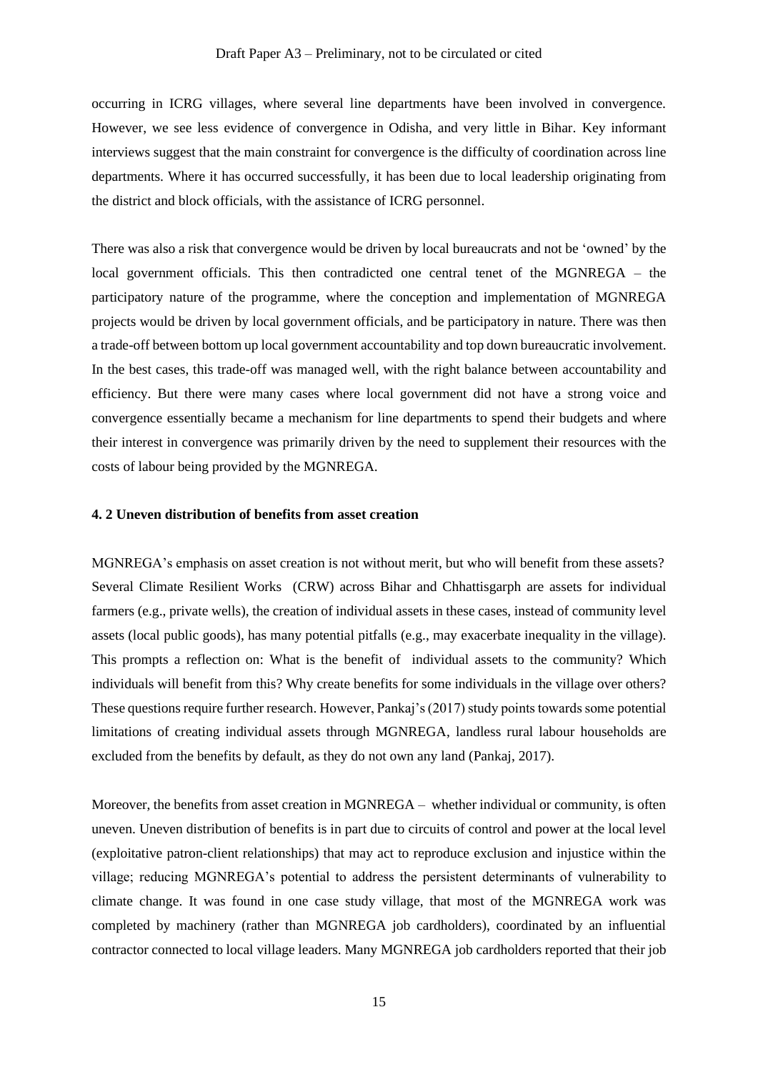occurring in ICRG villages, where several line departments have been involved in convergence. However, we see less evidence of convergence in Odisha, and very little in Bihar. Key informant interviews suggest that the main constraint for convergence is the difficulty of coordination across line departments. Where it has occurred successfully, it has been due to local leadership originating from the district and block officials, with the assistance of ICRG personnel.

There was also a risk that convergence would be driven by local bureaucrats and not be 'owned' by the local government officials. This then contradicted one central tenet of the MGNREGA – the participatory nature of the programme, where the conception and implementation of MGNREGA projects would be driven by local government officials, and be participatory in nature. There was then a trade-off between bottom up local government accountability and top down bureaucratic involvement. In the best cases, this trade-off was managed well, with the right balance between accountability and efficiency. But there were many cases where local government did not have a strong voice and convergence essentially became a mechanism for line departments to spend their budgets and where their interest in convergence was primarily driven by the need to supplement their resources with the costs of labour being provided by the MGNREGA.

### 4. 2 Uneven distribution of benefits from asset creation

MGNREGA's emphasis on asset creation is not without merit, but who will benefit from these assets? Several Climate Resilient Works (CRW) across Bihar and Chhattisgarph are assets for individual farmers (e.g., private wells), the creation of individual assets in these cases, instead of community level assets (local public goods), has many potential pitfalls (e.g., may exacerbate inequality in the village). This prompts a reflection on: What is the benefit of individual assets to the community? Which individuals will benefit from this? Why create benefits for some individuals in the village over others? These questions require further research. However, Pankaj's (2017) study points towards some potential limitations of creating individual assets through MGNREGA, landless rural labour households are excluded from the benefits by default, as they do not own any land (Pankaj, 2017).

Moreover, the benefits from asset creation in MGNREGA – whether individual or community, is often uneven. Uneven distribution of benefits is in part due to circuits of control and power at the local level (exploitative patron-client relationships) that may act to reproduce exclusion and injustice within the village; reducing MGNREGA's potential to address the persistent determinants of vulnerability to climate change. It was found in one case study village, that most of the MGNREGA work was completed by machinery (rather than MGNREGA job cardholders), coordinated by an influential contractor connected to local village leaders. Many MGNREGA job cardholders reported that their job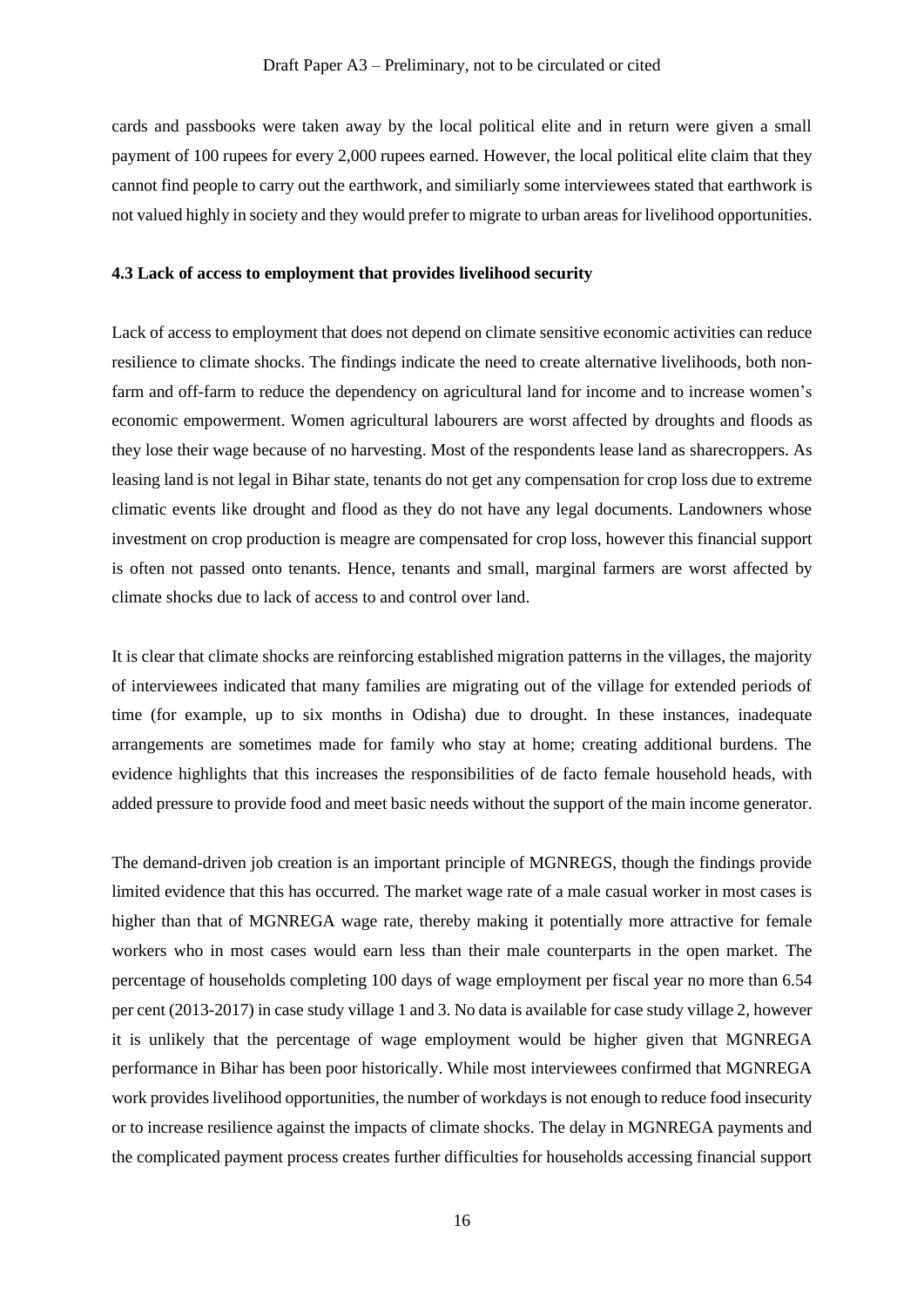cards and passbooks were taken away by the local political elite and in return were given a small payment of 100 rupees for every 2,000 rupees earned. However, the local political elite claim that they cannot find people to carry out the earthwork, and similiarly some interviewees stated that earthwork is not valued highly in society and they would prefer to migrate to urban areas for livelihood opportunities.

#### 4.3 Lack of access to employment that provides livelihood security

Lack of access to employment that does not depend on climate sensitive economic activities can reduce resilience to climate shocks. The findings indicate the need to create alternative livelihoods, both non-farm and off-farm to reduce the dependency on agricultural land for income and to increase women's economic empowerment. Women agricultural labourers are worst affected by droughts and floods as they lose their wage because of no harvesting. Most of the respondents lease land as sharecroppers. As leasing land is not legal in Bihar state, tenants do not get any compensation for crop loss due to extreme climatic events like drought and flood as they do not have any legal documents. Landowners whose investment on crop production is meagre are compensated for crop loss, however this financial support is often not passed onto tenants. Hence, tenants and small, marginal farmers are worst affected by climate shocks due to lack of access to and control over land.

It is clear that climate shocks are reinforcing established migration patterns in the villages, the majority of interviewees indicated that many families are migrating out of the village for extended periods of time (for example, up to six months in Odisha) due to drought. In these instances, inadequate arrangements are sometimes made for family who stay at home; creating additional burdens. The evidence highlights that this increases the responsibilities of de facto female household heads, with added pressure to provide food and meet basic needs without the support of the main income generator.

The demand-driven job creation is an important principle of MGNREGS, though the findings provide limited evidence that this has occurred. The market wage rate of a male casual worker in most cases is higher than that of MGNREGA wage rate, thereby making it potentially more attractive for female workers who in most cases would earn less than their male counterparts in the open market. The percentage of households completing 100 days of wage employment per fiscal year no more than 6.54 per cent (2013-2017) in case study village 1 and 3. No data is available for case study village 2, however it is unlikely that the percentage of wage employment would be higher given that MGNREGA performance in Bihar has been poor historically. While most interviewees confirmed that MGNREGA work provides livelihood opportunities, the number of workdays is not enough to reduce food insecurity or to increase resilience against the impacts of climate shocks. The delay in MGNREGA payments and the complicated payment process creates further difficulties for households accessing financial support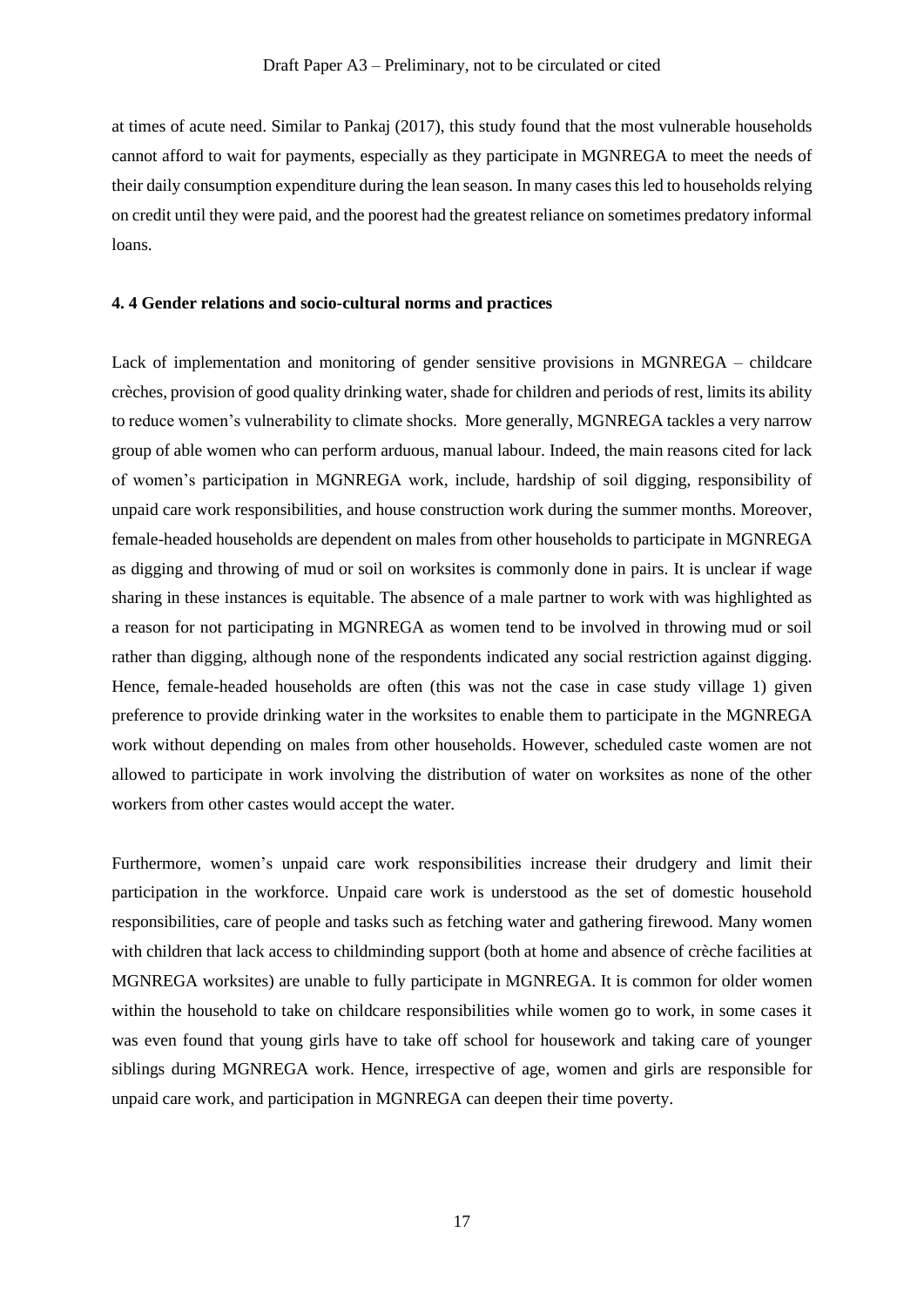at times of acute need. Similar to Pankaj (2017), this study found that the most vulnerable households cannot afford to wait for payments, especially as they participate in MGNREGA to meet the needs of their daily consumption expenditure during the lean season. In many cases this led to households relying on credit until they were paid, and the poorest had the greatest reliance on sometimes predatory informal loans.

#### 4. 4 Gender relations and socio-cultural norms and practices

Lack of implementation and monitoring of gender sensitive provisions in MGNREGA – childcare crèches, provision of good quality drinking water, shade for children and periods of rest, limits its ability to reduce women's vulnerability to climate shocks. More generally, MGNREGA tackles a very narrow group of able women who can perform arduous, manual labour. Indeed, the main reasons cited for lack of women's participation in MGNREGA work, include, hardship of soil digging, responsibility of unpaid care work responsibilities, and house construction work during the summer months. Moreover, female-headed households are dependent on males from other households to participate in MGNREGA as digging and throwing of mud or soil on worksites is commonly done in pairs. It is unclear if wage sharing in these instances is equitable. The absence of a male partner to work with was highlighted as a reason for not participating in MGNREGA as women tend to be involved in throwing mud or soil rather than digging, although none of the respondents indicated any social restriction against digging. Hence, female-headed households are often (this was not the case in case study village 1) given preference to provide drinking water in the worksites to enable them to participate in the MGNREGA work without depending on males from other households. However, scheduled caste women are not allowed to participate in work involving the distribution of water on worksites as none of the other workers from other castes would accept the water.

Furthermore, women's unpaid care work responsibilities increase their drudgery and limit their participation in the workforce. Unpaid care work is understood as the set of domestic household responsibilities, care of people and tasks such as fetching water and gathering firewood. Many women with children that lack access to childminding support (both at home and absence of crèche facilities at MGNREGA worksites) are unable to fully participate in MGNREGA. It is common for older women within the household to take on childcare responsibilities while women go to work, in some cases it was even found that young girls have to take off school for housework and taking care of younger siblings during MGNREGA work. Hence, irrespective of age, women and girls are responsible for unpaid care work, and participation in MGNREGA can deepen their time poverty.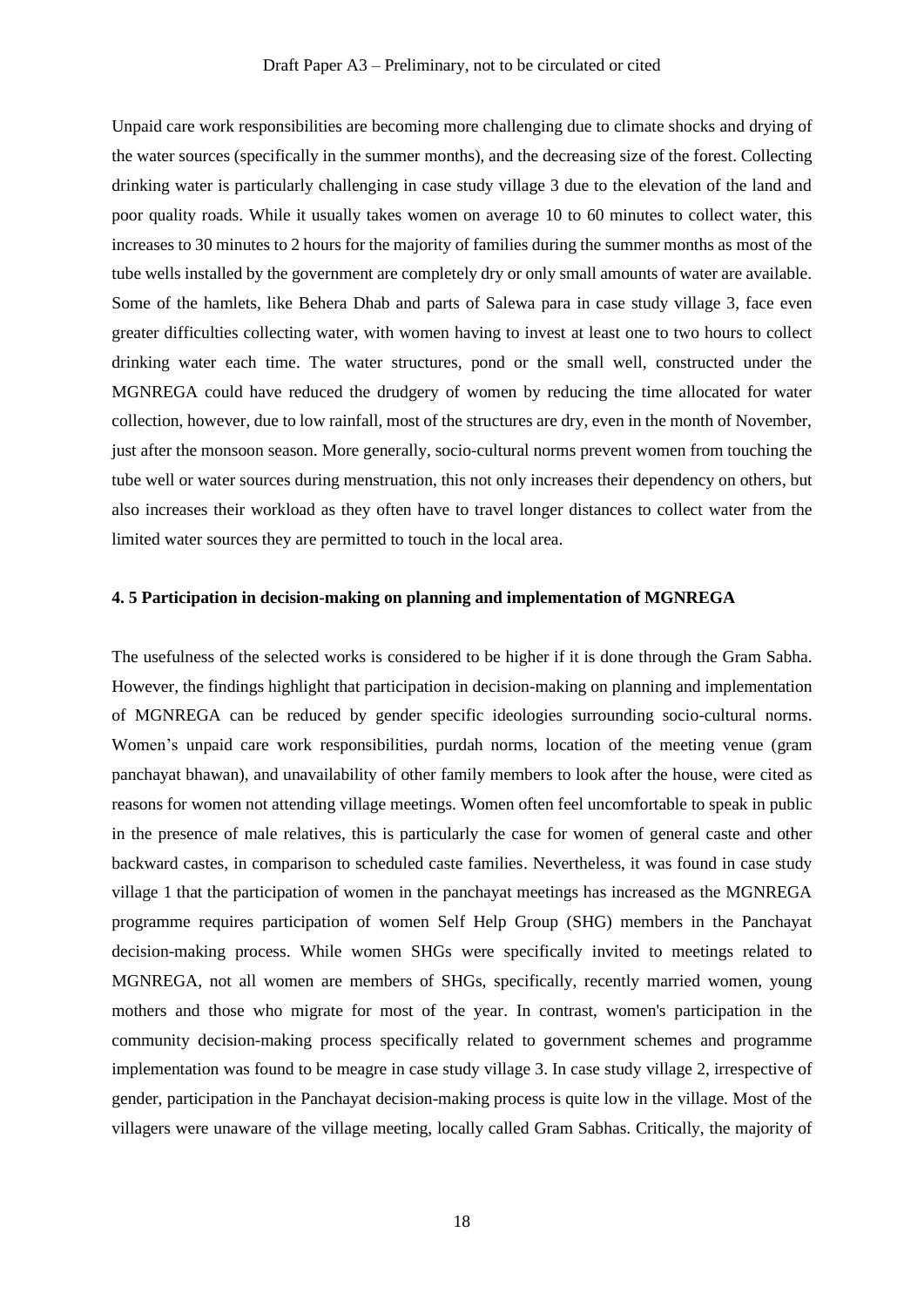Unpaid care work responsibilities are becoming more challenging due to climate shocks and drying of the water sources (specifically in the summer months), and the decreasing size of the forest. Collecting drinking water is particularly challenging in case study village 3 due to the elevation of the land and poor quality roads. While it usually takes women on average 10 to 60 minutes to collect water, this increases to 30 minutes to 2 hours for the majority of families during the summer months as most of the tube wells installed by the government are completely dry or only small amounts of water are available. Some of the hamlets, like Behera Dhab and parts of Salewa para in case study village 3, face even greater difficulties collecting water, with women having to invest at least one to two hours to collect drinking water each time. The water structures, pond or the small well, constructed under the MGNREGA could have reduced the drudgery of women by reducing the time allocated for water collection, however, due to low rainfall, most of the structures are dry, even in the month of November, just after the monsoon season. More generally, socio-cultural norms prevent women from touching the tube well or water sources during menstruation, this not only increases their dependency on others, but also increases their workload as they often have to travel longer distances to collect water from the limited water sources they are permitted to touch in the local area.

### 4. 5 Participation in decision-making on planning and implementation of MGNREGA

The usefulness of the selected works is considered to be higher if it is done through the Gram Sabha. However, the findings highlight that participation in decision-making on planning and implementation of MGNREGA can be reduced by gender specific ideologies surrounding socio-cultural norms. Women's unpaid care work responsibilities, purdah norms, location of the meeting venue (gram panchayat bhawan), and unavailability of other family members to look after the house, were cited as reasons for women not attending village meetings. Women often feel uncomfortable to speak in public in the presence of male relatives, this is particularly the case for women of general caste and other backward castes, in comparison to scheduled caste families. Nevertheless, it was found in case study village 1 that the participation of women in the panchayat meetings has increased as the MGNREGA programme requires participation of women Self Help Group (SHG) members in the Panchayat decision-making process. While women SHGs were specifically invited to meetings related to MGNREGA, not all women are members of SHGs, specifically, recently married women, young mothers and those who migrate for most of the year. In contrast, women's participation in the community decision-making process specifically related to government schemes and programme implementation was found to be meagre in case study village 3. In case study village 2, irrespective of gender, participation in the Panchayat decision-making process is quite low in the village. Most of the villagers were unaware of the village meeting, locally called Gram Sabhas. Critically, the majority of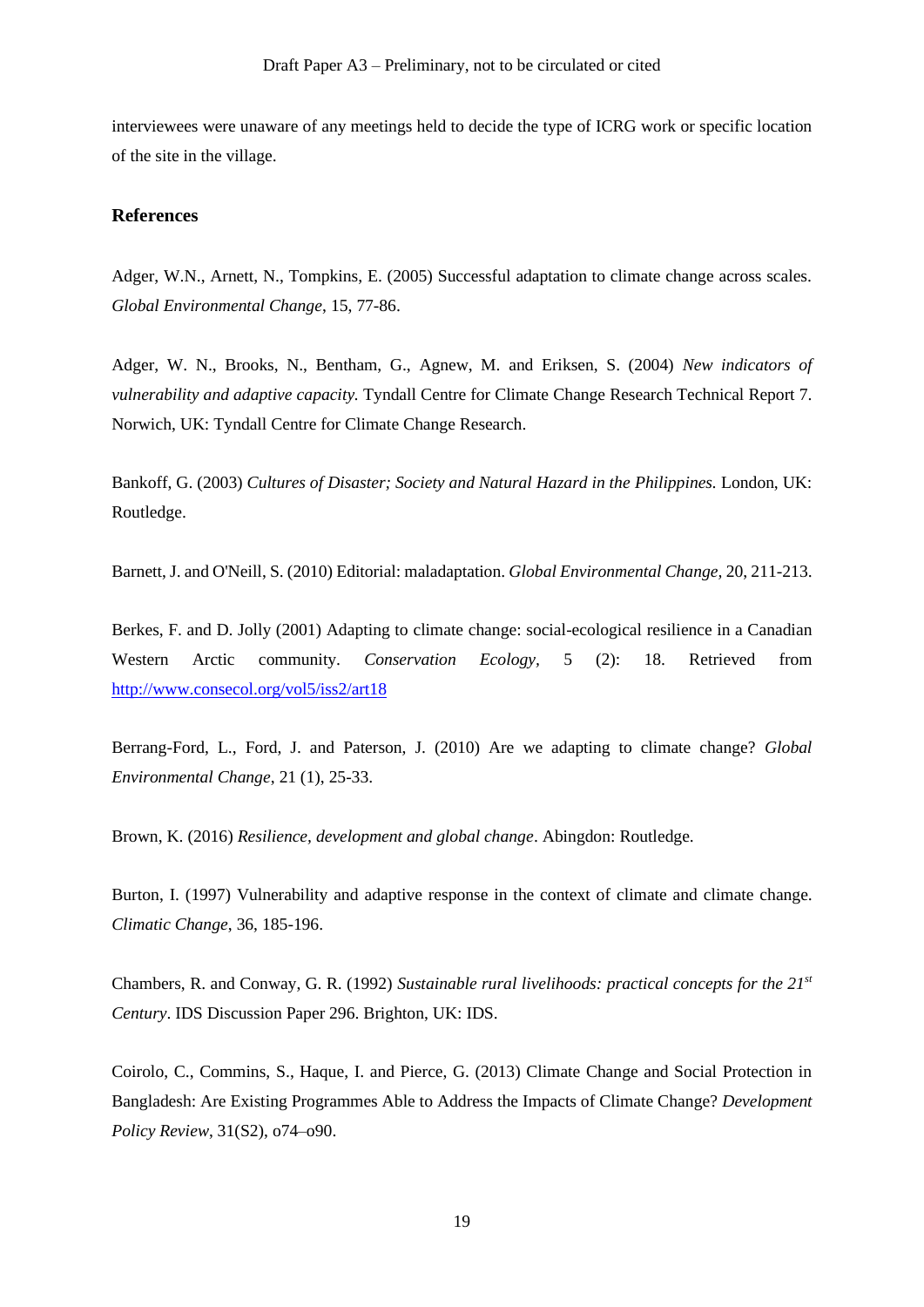interviewees were unaware of any meetings held to decide the type of ICRG work or specific location of the site in the village.

## References

Adger, W.N., Arnett, N., Tompkins, E. (2005) Successful adaptation to climate change across scales. *Global Environmental Change*, 15, 77-86.

Adger, W. N., Brooks, N., Bentham, G., Agnew, M. and Eriksen, S. (2004) *New indicators of vulnerability and adaptive capacity.* Tyndall Centre for Climate Change Research Technical Report 7. Norwich, UK: Tyndall Centre for Climate Change Research.

Bankoff, G. (2003) *Cultures of Disaster; Society and Natural Hazard in the Philippines.* London, UK: Routledge.

Barnett, J. and O'Neill, S. (2010) Editorial: maladaptation. *Global Environmental Change,* 20, 211-213.

Berkes, F. and D. Jolly (2001) Adapting to climate change: social-ecological resilience in a Canadian Western Arctic community. *Conservation Ecology,* 5 (2): 18. Retrieved from http://www.consecol.org/vol5/iss2/art18

Berrang-Ford, L., Ford, J. and Paterson, J. (2010) Are we adapting to climate change? *Global Environmental Change*, 21 (1), 25-33.

Brown, K. (2016) *Resilience, development and global change*. Abingdon: Routledge.

Burton, I. (1997) Vulnerability and adaptive response in the context of climate and climate change. *Climatic Change*, 36, 185-196.

Chambers, R. and Conway, G. R. (1992) *Sustainable rural livelihoods: practical concepts for the 21st Century*. IDS Discussion Paper 296. Brighton, UK: IDS.

Coirolo, C., Commins, S., Haque, I. and Pierce, G. (2013) Climate Change and Social Protection in Bangladesh: Are Existing Programmes Able to Address the Impacts of Climate Change? *Development Policy Review*, 31(S2), o74–o90.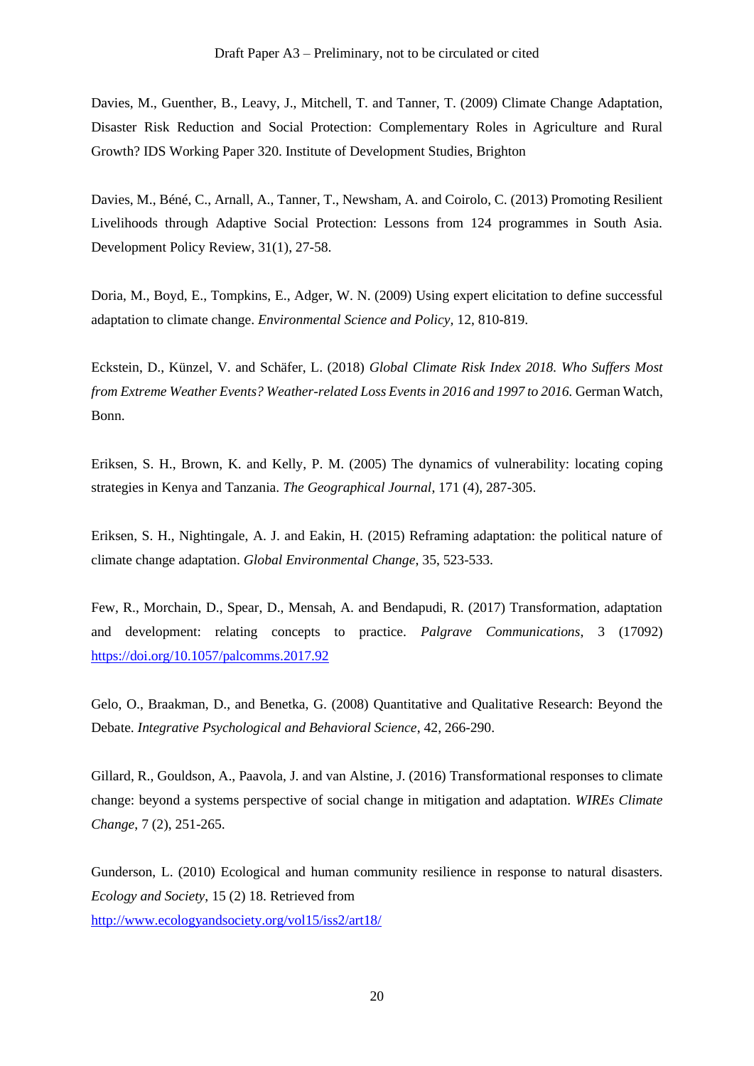Davies, M., Guenther, B., Leavy, J., Mitchell, T. and Tanner, T. (2009) Climate Change Adaptation, Disaster Risk Reduction and Social Protection: Complementary Roles in Agriculture and Rural Growth? IDS Working Paper 320. Institute of Development Studies, Brighton

Davies, M., Béné, C., Arnall, A., Tanner, T., Newsham, A. and Coirolo, C. (2013) Promoting Resilient Livelihoods through Adaptive Social Protection: Lessons from 124 programmes in South Asia. Development Policy Review, 31(1), 27-58.

Doria, M., Boyd, E., Tompkins, E., Adger, W. N. (2009) Using expert elicitation to define successful adaptation to climate change. *Environmental Science and Policy*, 12, 810-819.

Eckstein, D., Künzel, V. and Schäfer, L. (2018) *Global Climate Risk Index 2018. Who Suffers Most from Extreme Weather Events? Weather-related Loss Events in 2016 and 1997 to 2016*. German Watch, Bonn.

Eriksen, S. H., Brown, K. and Kelly, P. M. (2005) The dynamics of vulnerability: locating coping strategies in Kenya and Tanzania. *The Geographical Journal*, 171 (4), 287-305.

Eriksen, S. H., Nightingale, A. J. and Eakin, H. (2015) Reframing adaptation: the political nature of climate change adaptation. *Global Environmental Change*, 35, 523-533.

Few, R., Morchain, D., Spear, D., Mensah, A. and Bendapudi, R. (2017) Transformation, adaptation and development: relating concepts to practice. *Palgrave Communications*, 3 (17092) https://doi.org/10.1057/palcomms.2017.92

Gelo, O., Braakman, D., and Benetka, G. (2008) Quantitative and Qualitative Research: Beyond the Debate. *Integrative Psychological and Behavioral Science*, 42, 266-290.

Gillard, R., Gouldson, A., Paavola, J. and van Alstine, J. (2016) Transformational responses to climate change: beyond a systems perspective of social change in mitigation and adaptation. *WIREs Climate Change*, 7 (2), 251-265.

Gunderson, L. (2010) Ecological and human community resilience in response to natural disasters. *Ecology and Society*, 15 (2) 18. Retrieved from http://www.ecologyandsociety.org/vol15/iss2/art18/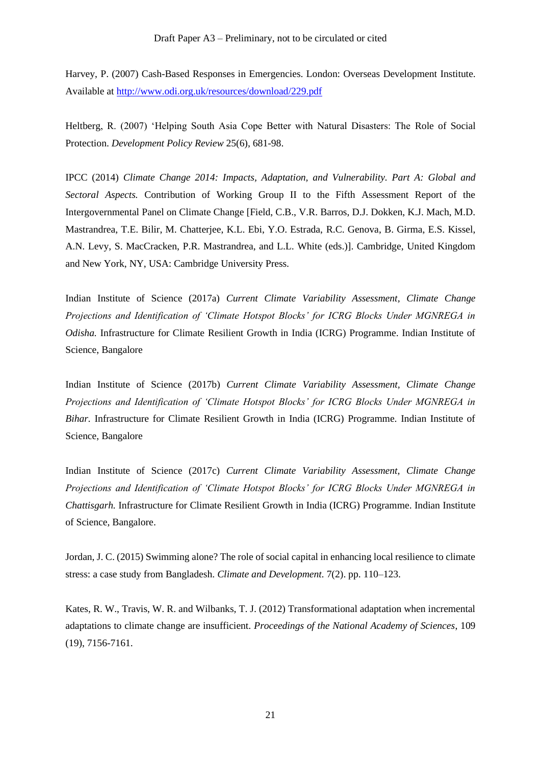Harvey, P. (2007) Cash-Based Responses in Emergencies. London: Overseas Development Institute. Available at http://www.odi.org.uk/resources/download/229.pdf

Heltberg, R. (2007) 'Helping South Asia Cope Better with Natural Disasters: The Role of Social Protection. *Development Policy Review* 25(6), 681-98.

IPCC (2014) *Climate Change 2014: Impacts, Adaptation, and Vulnerability. Part A: Global and Sectoral Aspects.* Contribution of Working Group II to the Fifth Assessment Report of the Intergovernmental Panel on Climate Change [Field, C.B., V.R. Barros, D.J. Dokken, K.J. Mach, M.D. Mastrandrea, T.E. Bilir, M. Chatterjee, K.L. Ebi, Y.O. Estrada, R.C. Genova, B. Girma, E.S. Kissel, A.N. Levy, S. MacCracken, P.R. Mastrandrea, and L.L. White (eds.)]. Cambridge, United Kingdom and New York, NY, USA: Cambridge University Press.

Indian Institute of Science (2017a) *Current Climate Variability Assessment, Climate Change Projections and Identification of 'Climate Hotspot Blocks' for ICRG Blocks Under MGNREGA in Odisha.* Infrastructure for Climate Resilient Growth in India (ICRG) Programme. Indian Institute of Science, Bangalore

Indian Institute of Science (2017b) *Current Climate Variability Assessment, Climate Change Projections and Identification of 'Climate Hotspot Blocks' for ICRG Blocks Under MGNREGA in Bihar.* Infrastructure for Climate Resilient Growth in India (ICRG) Programme. Indian Institute of Science, Bangalore

Indian Institute of Science (2017c) *Current Climate Variability Assessment, Climate Change Projections and Identification of 'Climate Hotspot Blocks' for ICRG Blocks Under MGNREGA in Chattisgarh.* Infrastructure for Climate Resilient Growth in India (ICRG) Programme. Indian Institute of Science, Bangalore.

Jordan, J. C. (2015) Swimming alone? The role of social capital in enhancing local resilience to climate stress: a case study from Bangladesh. *Climate and Development.* 7(2). pp. 110–123.

Kates, R. W., Travis, W. R. and Wilbanks, T. J. (2012) Transformational adaptation when incremental adaptations to climate change are insufficient. *Proceedings of the National Academy of Sciences*, 109 (19), 7156-7161.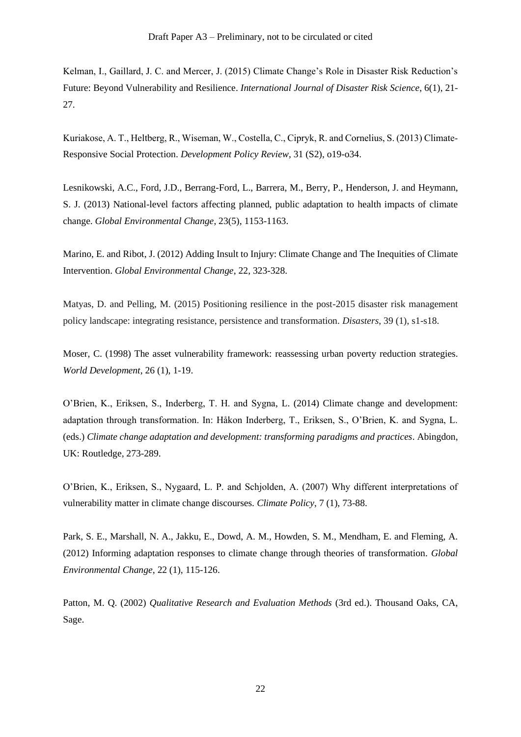Kelman, I., Gaillard, J. C. and Mercer, J. (2015) Climate Change's Role in Disaster Risk Reduction's Future: Beyond Vulnerability and Resilience. *International Journal of Disaster Risk Science*, 6(1), 21-27.

Kuriakose, A. T., Heltberg, R., Wiseman, W., Costella, C., Cipryk, R. and Cornelius, S. (2013) Climate-Responsive Social Protection. *Development Policy Review*, 31 (S2), o19-o34.

Lesnikowski, A.C., Ford, J.D., Berrang-Ford, L., Barrera, M., Berry, P., Henderson, J. and Heymann, S. J. (2013) National-level factors affecting planned, public adaptation to health impacts of climate change. *Global Environmental Change*, 23(5), 1153-1163.

Marino, E. and Ribot, J. (2012) Adding Insult to Injury: Climate Change and The Inequities of Climate Intervention. *Global Environmental Change*, 22, 323-328.

Matyas, D. and Pelling, M. (2015) Positioning resilience in the post-2015 disaster risk management policy landscape: integrating resistance, persistence and transformation. *Disasters*, 39 (1), s1-s18.

Moser, C. (1998) The asset vulnerability framework: reassessing urban poverty reduction strategies. *World Development*, 26 (1), 1-19.

O'Brien, K., Eriksen, S., Inderberg, T. H. and Sygna, L. (2014) Climate change and development: adaptation through transformation. In: Håkon Inderberg, T., Eriksen, S., O'Brien, K. and Sygna, L. (eds.) *Climate change adaptation and development: transforming paradigms and practices*. Abingdon, UK: Routledge, 273-289.

O'Brien, K., Eriksen, S., Nygaard, L. P. and Schjolden, A. (2007) Why different interpretations of vulnerability matter in climate change discourses. *Climate Policy*, 7 (1), 73-88.

Park, S. E., Marshall, N. A., Jakku, E., Dowd, A. M., Howden, S. M., Mendham, E. and Fleming, A. (2012) Informing adaptation responses to climate change through theories of transformation. *Global Environmental Change*, 22 (1), 115-126.

Patton, M. Q. (2002) *Qualitative Research and Evaluation Methods* (3rd ed.). Thousand Oaks, CA, Sage.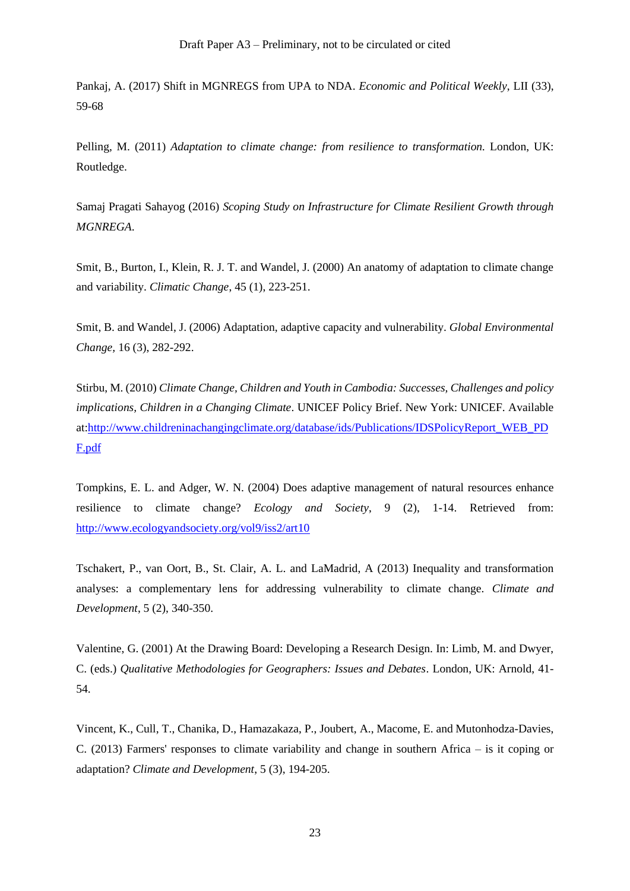Pankaj, A. (2017) Shift in MGNREGS from UPA to NDA. *Economic and Political Weekly*, LII (33), 59-68

Pelling, M. (2011) *Adaptation to climate change: from resilience to transformation.* London, UK: Routledge.

Samaj Pragati Sahayog (2016) *Scoping Study on Infrastructure for Climate Resilient Growth through MGNREGA.*

Smit, B., Burton, I., Klein, R. J. T. and Wandel, J. (2000) An anatomy of adaptation to climate change and variability. *Climatic Change*, 45 (1), 223-251.

Smit, B. and Wandel, J. (2006) Adaptation, adaptive capacity and vulnerability. *Global Environmental Change*, 16 (3), 282-292.

Stirbu, M. (2010) *Climate Change, Children and Youth in Cambodia: Successes, Challenges and policy implications, Children in a Changing Climate*. UNICEF Policy Brief. New York: UNICEF. Available at:http://www.childreninachangingclimate.org/database/ids/Publications/IDSPolicyReport_WEB_PDF.pdf

Tompkins, E. L. and Adger, W. N. (2004) Does adaptive management of natural resources enhance resilience to climate change? *Ecology and Society*, 9 (2), 1-14. Retrieved from: http://www.ecologyandsociety.org/vol9/iss2/art10

Tschakert, P., van Oort, B., St. Clair, A. L. and LaMadrid, A (2013) Inequality and transformation analyses: a complementary lens for addressing vulnerability to climate change. *Climate and Development*, 5 (2), 340-350.

Valentine, G. (2001) At the Drawing Board: Developing a Research Design. In: Limb, M. and Dwyer, C. (eds.) *Qualitative Methodologies for Geographers: Issues and Debates*. London, UK: Arnold, 41-54.

Vincent, K., Cull, T., Chanika, D., Hamazakaza, P., Joubert, A., Macome, E. and Mutonhodza-Davies, C. (2013) Farmers' responses to climate variability and change in southern Africa – is it coping or adaptation? *Climate and Development*, 5 (3), 194-205.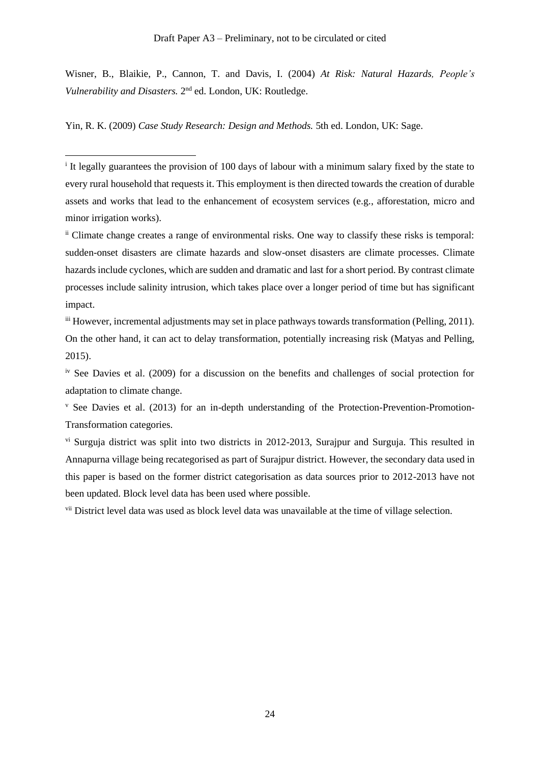Wisner, B., Blaikie, P., Cannon, T. and Davis, I. (2004) *At Risk: Natural Hazards, People's Vulnerability and Disasters.* 2nd ed. London, UK: Routledge.

Yin, R. K. (2009) *Case Study Research: Design and Methods.* 5th ed. London, UK: Sage.

---

[i] It legally guarantees the provision of 100 days of labour with a minimum salary fixed by the state to every rural household that requests it. This employment is then directed towards the creation of durable assets and works that lead to the enhancement of ecosystem services (e.g., afforestation, micro and minor irrigation works).

[ii] Climate change creates a range of environmental risks. One way to classify these risks is temporal: sudden-onset disasters are climate hazards and slow-onset disasters are climate processes. Climate hazards include cyclones, which are sudden and dramatic and last for a short period. By contrast climate processes include salinity intrusion, which takes place over a longer period of time but has significant impact.

[iii] However, incremental adjustments may set in place pathways towards transformation (Pelling, 2011). On the other hand, it can act to delay transformation, potentially increasing risk (Matyas and Pelling, 2015).

[iv] See Davies et al. (2009) for a discussion on the benefits and challenges of social protection for adaptation to climate change.

[v] See Davies et al. (2013) for an in-depth understanding of the Protection-Prevention-Promotion-Transformation categories.

[vi] Surguja district was split into two districts in 2012-2013, Surajpur and Surguja. This resulted in Annapurna village being recategorised as part of Surajpur district. However, the secondary data used in this paper is based on the former district categorisation as data sources prior to 2012-2013 have not been updated. Block level data has been used where possible.

[vii] District level data was used as block level data was unavailable at the time of village selection.